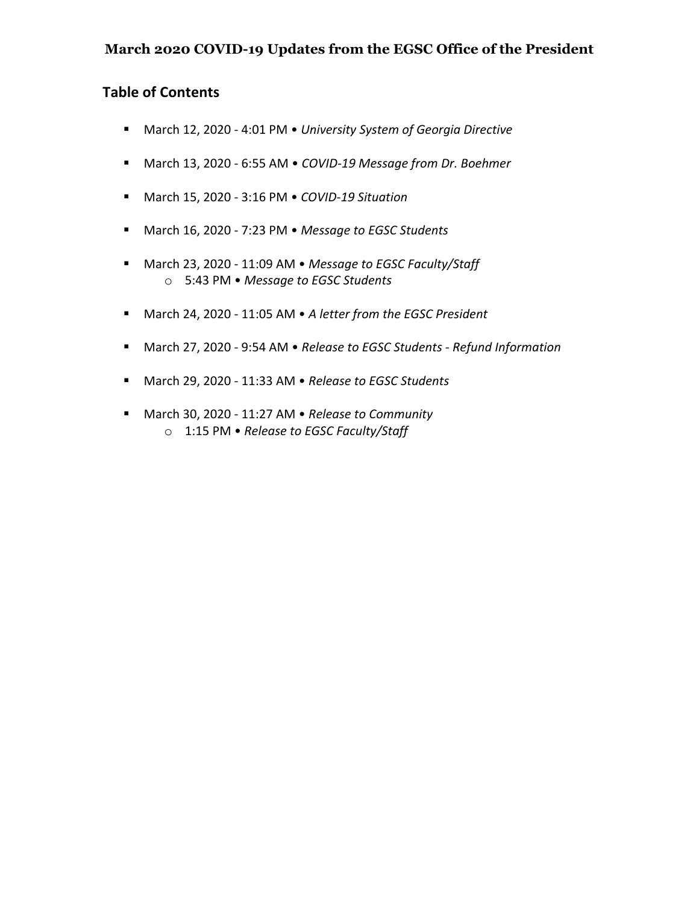# March 2020 COVID-19 Updates from the EGSC Office of the President

## Table of Contents

- March 12, 2020 - 4:01 PM • *University System of Georgia Directive*
- March 13, 2020 - 6:55 AM • *COVID-19 Message from Dr. Boehmer*
- March 15, 2020 - 3:16 PM • *COVID-19 Situation*
- March 16, 2020 - 7:23 PM • *Message to EGSC Students*
- March 23, 2020 - 11:09 AM • *Message to EGSC Faculty/Staff*
  - 5:43 PM • *Message to EGSC Students*
- March 24, 2020 - 11:05 AM • *A letter from the EGSC President*
- March 27, 2020 - 9:54 AM • *Release to EGSC Students - Refund Information*
- March 29, 2020 - 11:33 AM • *Release to EGSC Students*
- March 30, 2020 - 11:27 AM • *Release to Community*
  - 1:15 PM • *Release to EGSC Faculty/Staff*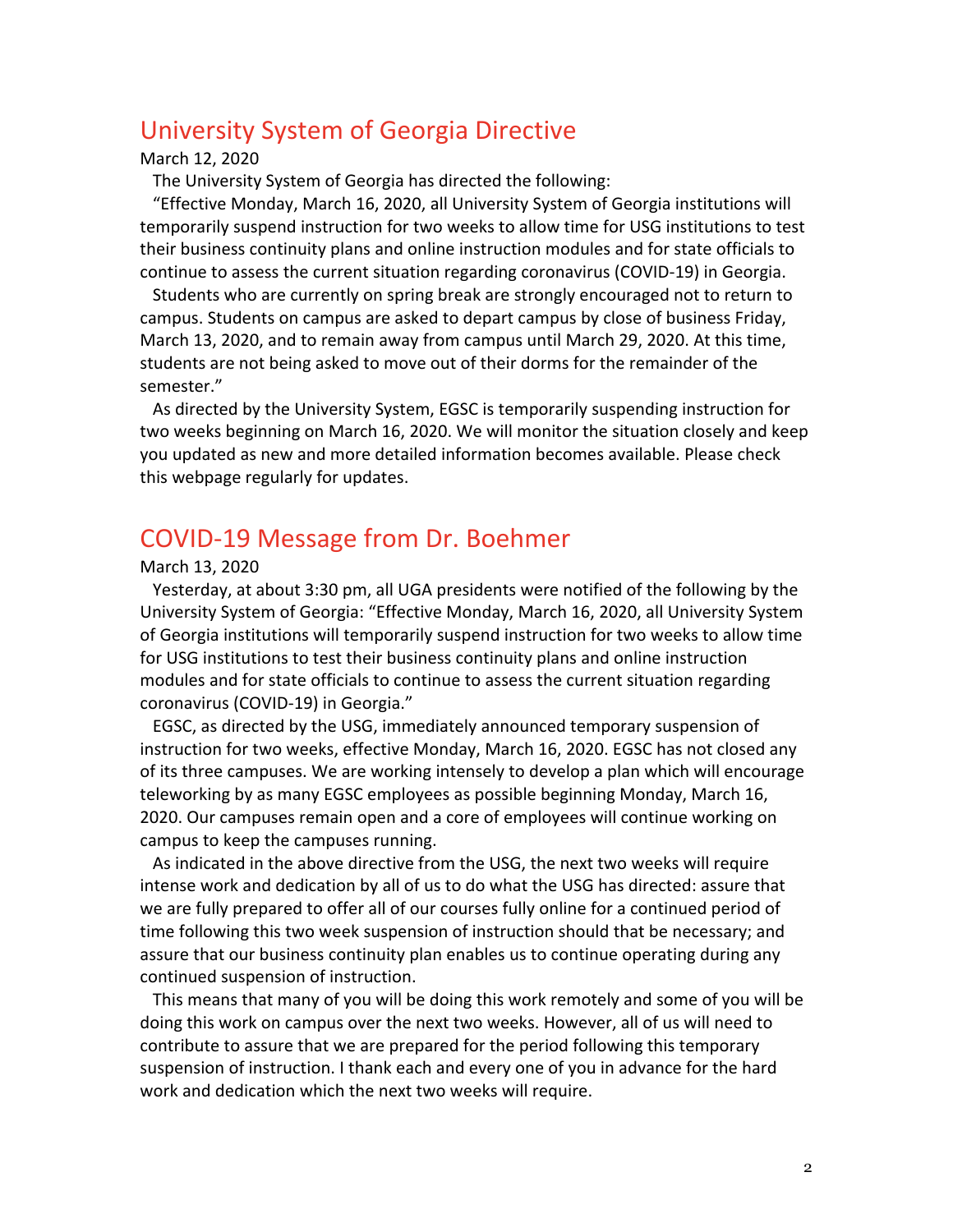## University System of Georgia Directive

March 12, 2020

The University System of Georgia has directed the following:

"Effective Monday, March 16, 2020, all University System of Georgia institutions will temporarily suspend instruction for two weeks to allow time for USG institutions to test their business continuity plans and online instruction modules and for state officials to continue to assess the current situation regarding coronavirus (COVID-19) in Georgia.

Students who are currently on spring break are strongly encouraged not to return to campus. Students on campus are asked to depart campus by close of business Friday, March 13, 2020, and to remain away from campus until March 29, 2020. At this time, students are not being asked to move out of their dorms for the remainder of the semester."

As directed by the University System, EGSC is temporarily suspending instruction for two weeks beginning on March 16, 2020. We will monitor the situation closely and keep you updated as new and more detailed information becomes available. Please check this webpage regularly for updates.

## COVID-19 Message from Dr. Boehmer

March 13, 2020

Yesterday, at about 3:30 pm, all UGA presidents were notified of the following by the University System of Georgia: "Effective Monday, March 16, 2020, all University System of Georgia institutions will temporarily suspend instruction for two weeks to allow time for USG institutions to test their business continuity plans and online instruction modules and for state officials to continue to assess the current situation regarding coronavirus (COVID-19) in Georgia."

EGSC, as directed by the USG, immediately announced temporary suspension of instruction for two weeks, effective Monday, March 16, 2020. EGSC has not closed any of its three campuses. We are working intensely to develop a plan which will encourage teleworking by as many EGSC employees as possible beginning Monday, March 16, 2020. Our campuses remain open and a core of employees will continue working on campus to keep the campuses running.

As indicated in the above directive from the USG, the next two weeks will require intense work and dedication by all of us to do what the USG has directed: assure that we are fully prepared to offer all of our courses fully online for a continued period of time following this two week suspension of instruction should that be necessary; and assure that our business continuity plan enables us to continue operating during any continued suspension of instruction.

This means that many of you will be doing this work remotely and some of you will be doing this work on campus over the next two weeks. However, all of us will need to contribute to assure that we are prepared for the period following this temporary suspension of instruction. I thank each and every one of you in advance for the hard work and dedication which the next two weeks will require.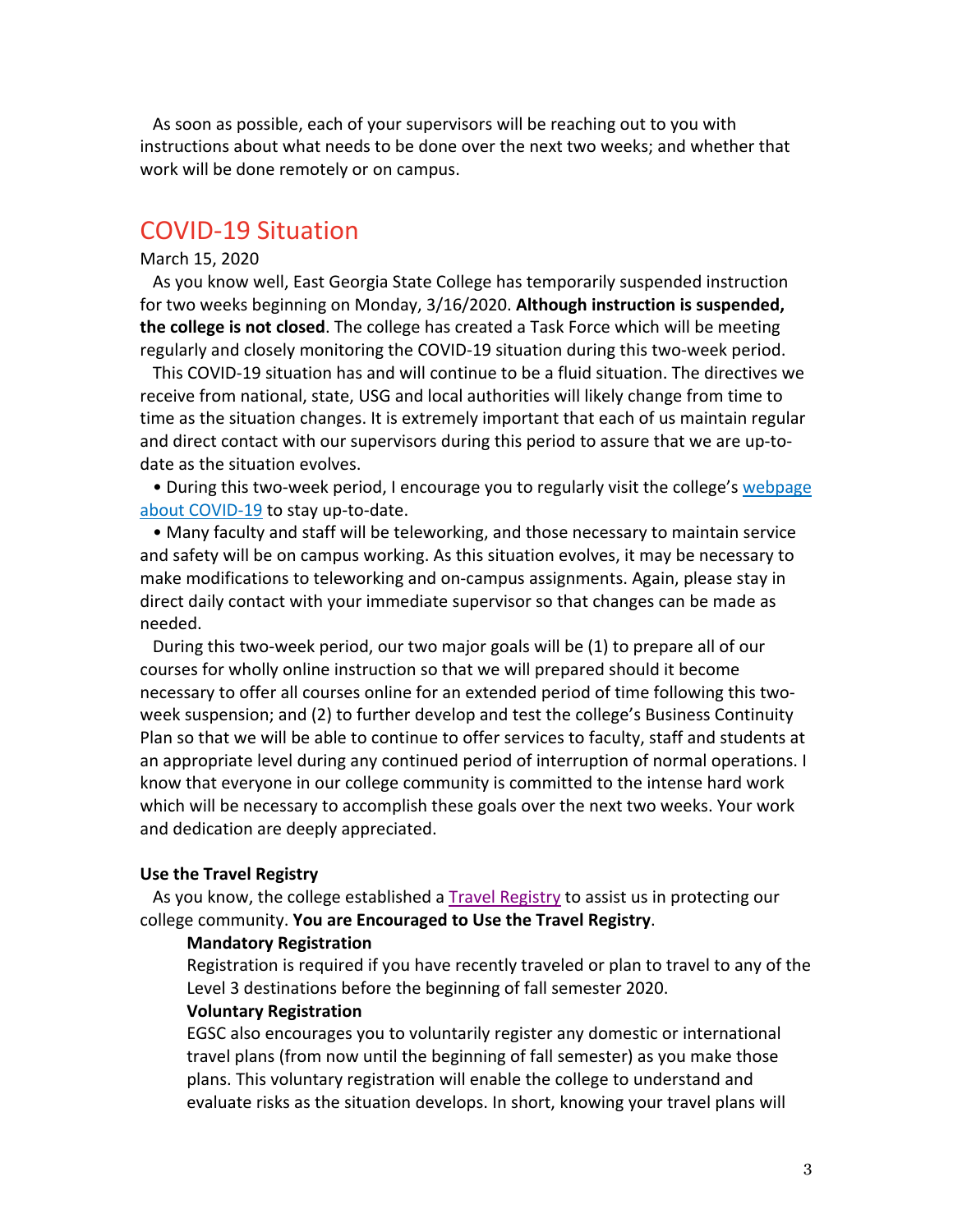As soon as possible, each of your supervisors will be reaching out to you with instructions about what needs to be done over the next two weeks; and whether that work will be done remotely or on campus.

## COVID-19 Situation

March 15, 2020

As you know well, East Georgia State College has temporarily suspended instruction for two weeks beginning on Monday, 3/16/2020. **Although instruction is suspended, the college is not closed**. The college has created a Task Force which will be meeting regularly and closely monitoring the COVID-19 situation during this two-week period.

This COVID-19 situation has and will continue to be a fluid situation. The directives we receive from national, state, USG and local authorities will likely change from time to time as the situation changes. It is extremely important that each of us maintain regular and direct contact with our supervisors during this period to assure that we are up-to-date as the situation evolves.

• During this two-week period, I encourage you to regularly visit the college's webpage about COVID-19 to stay up-to-date.

• Many faculty and staff will be teleworking, and those necessary to maintain service and safety will be on campus working. As this situation evolves, it may be necessary to make modifications to teleworking and on-campus assignments. Again, please stay in direct daily contact with your immediate supervisor so that changes can be made as needed.

During this two-week period, our two major goals will be (1) to prepare all of our courses for wholly online instruction so that we will prepared should it become necessary to offer all courses online for an extended period of time following this two-week suspension; and (2) to further develop and test the college's Business Continuity Plan so that we will be able to continue to offer services to faculty, staff and students at an appropriate level during any continued period of interruption of normal operations. I know that everyone in our college community is committed to the intense hard work which will be necessary to accomplish these goals over the next two weeks. Your work and dedication are deeply appreciated.

**Use the Travel Registry**

As you know, the college established a Travel Registry to assist us in protecting our college community. **You are Encouraged to Use the Travel Registry**.

**Mandatory Registration**

Registration is required if you have recently traveled or plan to travel to any of the Level 3 destinations before the beginning of fall semester 2020.

**Voluntary Registration**

EGSC also encourages you to voluntarily register any domestic or international travel plans (from now until the beginning of fall semester) as you make those plans. This voluntary registration will enable the college to understand and evaluate risks as the situation develops. In short, knowing your travel plans will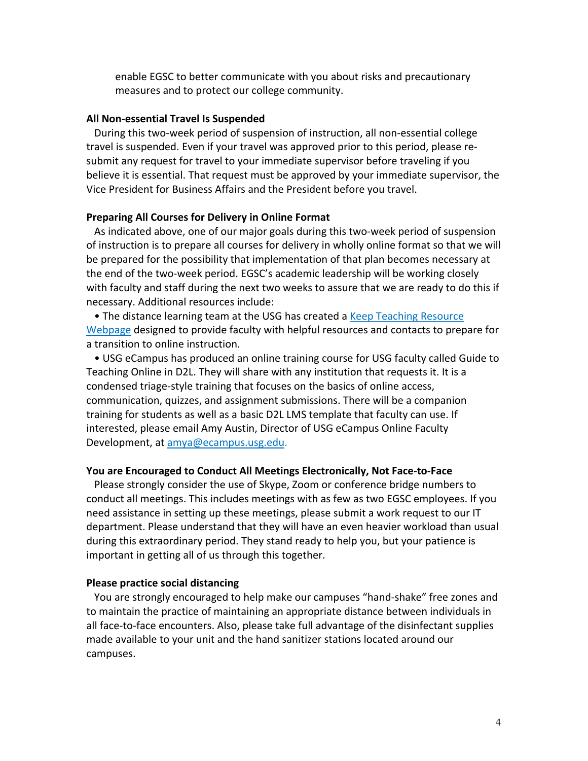enable EGSC to better communicate with you about risks and precautionary measures and to protect our college community.

**All Non-essential Travel Is Suspended**

During this two-week period of suspension of instruction, all non-essential college travel is suspended. Even if your travel was approved prior to this period, please re-submit any request for travel to your immediate supervisor before traveling if you believe it is essential. That request must be approved by your immediate supervisor, the Vice President for Business Affairs and the President before you travel.

**Preparing All Courses for Delivery in Online Format**

As indicated above, one of our major goals during this two-week period of suspension of instruction is to prepare all courses for delivery in wholly online format so that we will be prepared for the possibility that implementation of that plan becomes necessary at the end of the two-week period. EGSC's academic leadership will be working closely with faculty and staff during the next two weeks to assure that we are ready to do this if necessary. Additional resources include:

- The distance learning team at the USG has created a Keep Teaching Resource Webpage designed to provide faculty with helpful resources and contacts to prepare for a transition to online instruction.
- USG eCampus has produced an online training course for USG faculty called Guide to Teaching Online in D2L. They will share with any institution that requests it. It is a condensed triage-style training that focuses on the basics of online access, communication, quizzes, and assignment submissions. There will be a companion training for students as well as a basic D2L LMS template that faculty can use. If interested, please email Amy Austin, Director of USG eCampus Online Faculty Development, at amya@ecampus.usg.edu.

**You are Encouraged to Conduct All Meetings Electronically, Not Face-to-Face**

Please strongly consider the use of Skype, Zoom or conference bridge numbers to conduct all meetings. This includes meetings with as few as two EGSC employees. If you need assistance in setting up these meetings, please submit a work request to our IT department. Please understand that they will have an even heavier workload than usual during this extraordinary period. They stand ready to help you, but your patience is important in getting all of us through this together.

**Please practice social distancing**

You are strongly encouraged to help make our campuses "hand-shake" free zones and to maintain the practice of maintaining an appropriate distance between individuals in all face-to-face encounters. Also, please take full advantage of the disinfectant supplies made available to your unit and the hand sanitizer stations located around our campuses.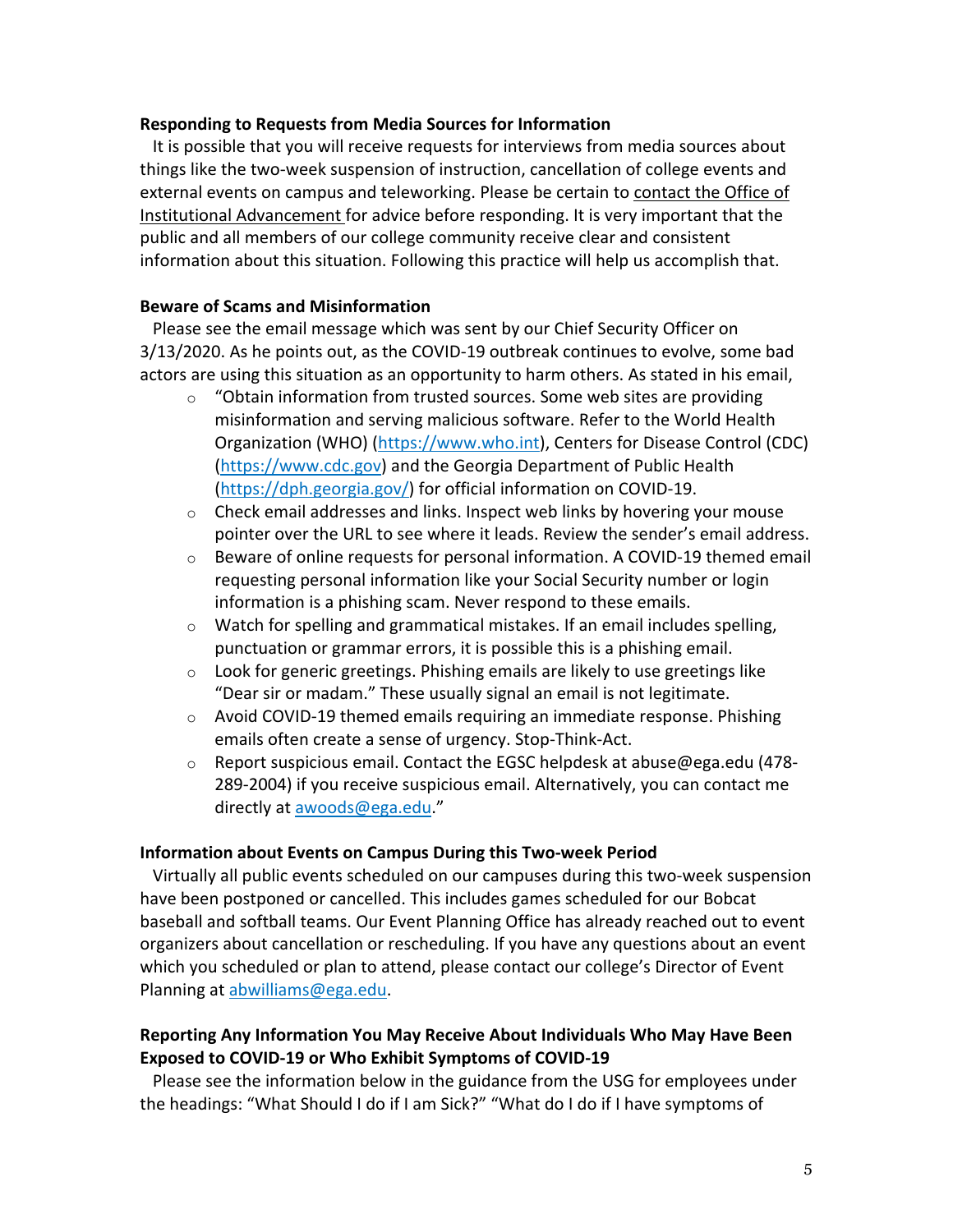**Responding to Requests from Media Sources for Information**

It is possible that you will receive requests for interviews from media sources about things like the two-week suspension of instruction, cancellation of college events and external events on campus and teleworking. Please be certain to contact the Office of Institutional Advancement for advice before responding. It is very important that the public and all members of our college community receive clear and consistent information about this situation. Following this practice will help us accomplish that.

**Beware of Scams and Misinformation**

Please see the email message which was sent by our Chief Security Officer on 3/13/2020. As he points out, as the COVID-19 outbreak continues to evolve, some bad actors are using this situation as an opportunity to harm others. As stated in his email,

- "Obtain information from trusted sources. Some web sites are providing misinformation and serving malicious software. Refer to the World Health Organization (WHO) (https://www.who.int), Centers for Disease Control (CDC) (https://www.cdc.gov) and the Georgia Department of Public Health (https://dph.georgia.gov/) for official information on COVID-19.
- Check email addresses and links. Inspect web links by hovering your mouse pointer over the URL to see where it leads. Review the sender's email address.
- Beware of online requests for personal information. A COVID-19 themed email requesting personal information like your Social Security number or login information is a phishing scam. Never respond to these emails.
- Watch for spelling and grammatical mistakes. If an email includes spelling, punctuation or grammar errors, it is possible this is a phishing email.
- Look for generic greetings. Phishing emails are likely to use greetings like "Dear sir or madam." These usually signal an email is not legitimate.
- Avoid COVID-19 themed emails requiring an immediate response. Phishing emails often create a sense of urgency. Stop-Think-Act.
- Report suspicious email. Contact the EGSC helpdesk at abuse@ega.edu (478-289-2004) if you receive suspicious email. Alternatively, you can contact me directly at awoods@ega.edu."

**Information about Events on Campus During this Two-week Period**

Virtually all public events scheduled on our campuses during this two-week suspension have been postponed or cancelled. This includes games scheduled for our Bobcat baseball and softball teams. Our Event Planning Office has already reached out to event organizers about cancellation or rescheduling. If you have any questions about an event which you scheduled or plan to attend, please contact our college's Director of Event Planning at abwilliams@ega.edu.

**Reporting Any Information You May Receive About Individuals Who May Have Been Exposed to COVID-19 or Who Exhibit Symptoms of COVID-19**

Please see the information below in the guidance from the USG for employees under the headings: "What Should I do if I am Sick?" "What do I do if I have symptoms of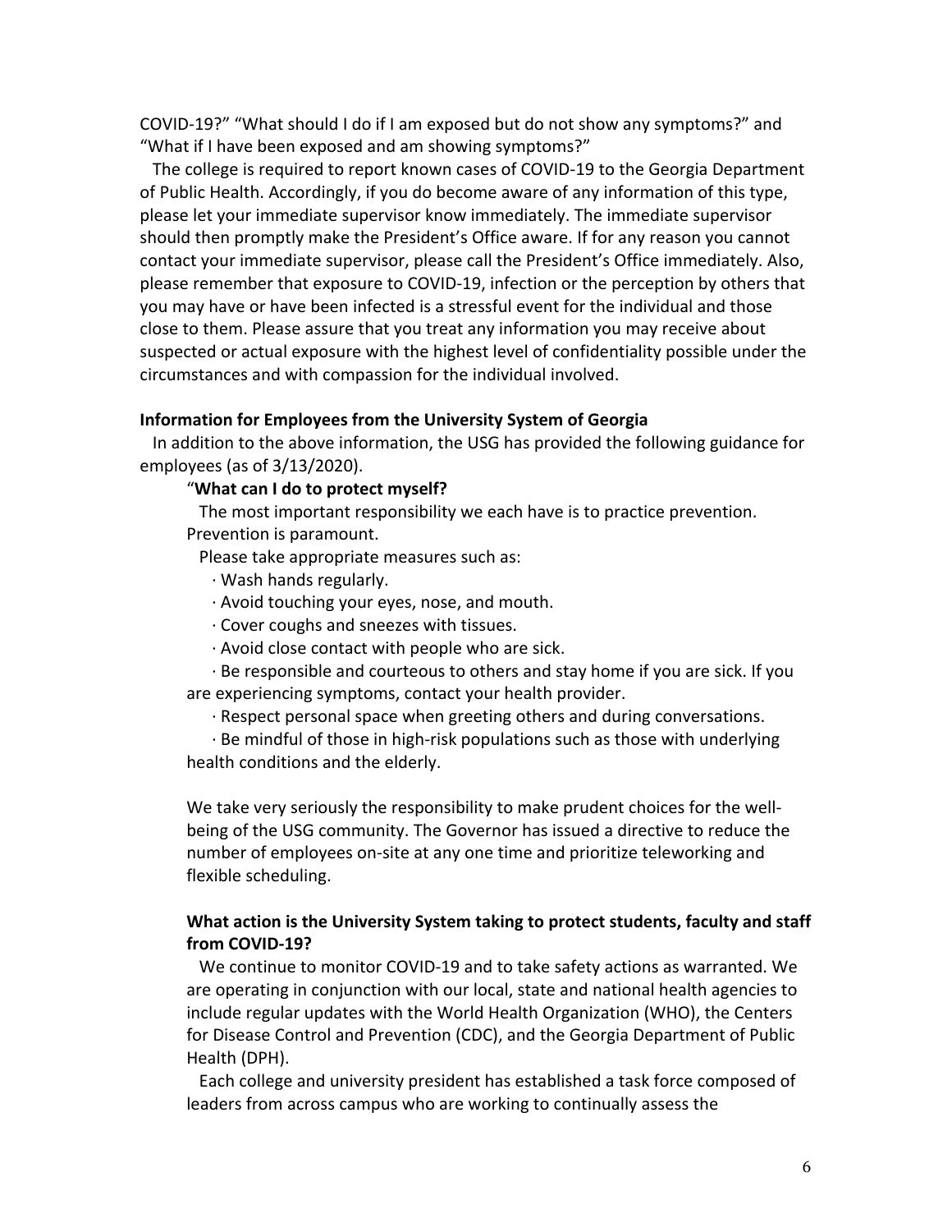COVID-19?" "What should I do if I am exposed but do not show any symptoms?" and "What if I have been exposed and am showing symptoms?"

The college is required to report known cases of COVID-19 to the Georgia Department of Public Health. Accordingly, if you do become aware of any information of this type, please let your immediate supervisor know immediately. The immediate supervisor should then promptly make the President's Office aware. If for any reason you cannot contact your immediate supervisor, please call the President's Office immediately. Also, please remember that exposure to COVID-19, infection or the perception by others that you may have or have been infected is a stressful event for the individual and those close to them. Please assure that you treat any information you may receive about suspected or actual exposure with the highest level of confidentiality possible under the circumstances and with compassion for the individual involved.

**Information for Employees from the University System of Georgia**

In addition to the above information, the USG has provided the following guidance for employees (as of 3/13/2020).

"**What can I do to protect myself?**

The most important responsibility we each have is to practice prevention. Prevention is paramount.

Please take appropriate measures such as:

· Wash hands regularly.

· Avoid touching your eyes, nose, and mouth.

· Cover coughs and sneezes with tissues.

· Avoid close contact with people who are sick.

· Be responsible and courteous to others and stay home if you are sick. If you are experiencing symptoms, contact your health provider.

· Respect personal space when greeting others and during conversations.

· Be mindful of those in high-risk populations such as those with underlying health conditions and the elderly.

We take very seriously the responsibility to make prudent choices for the well-being of the USG community. The Governor has issued a directive to reduce the number of employees on-site at any one time and prioritize teleworking and flexible scheduling.

**What action is the University System taking to protect students, faculty and staff from COVID-19?**

We continue to monitor COVID-19 and to take safety actions as warranted. We are operating in conjunction with our local, state and national health agencies to include regular updates with the World Health Organization (WHO), the Centers for Disease Control and Prevention (CDC), and the Georgia Department of Public Health (DPH).

Each college and university president has established a task force composed of leaders from across campus who are working to continually assess the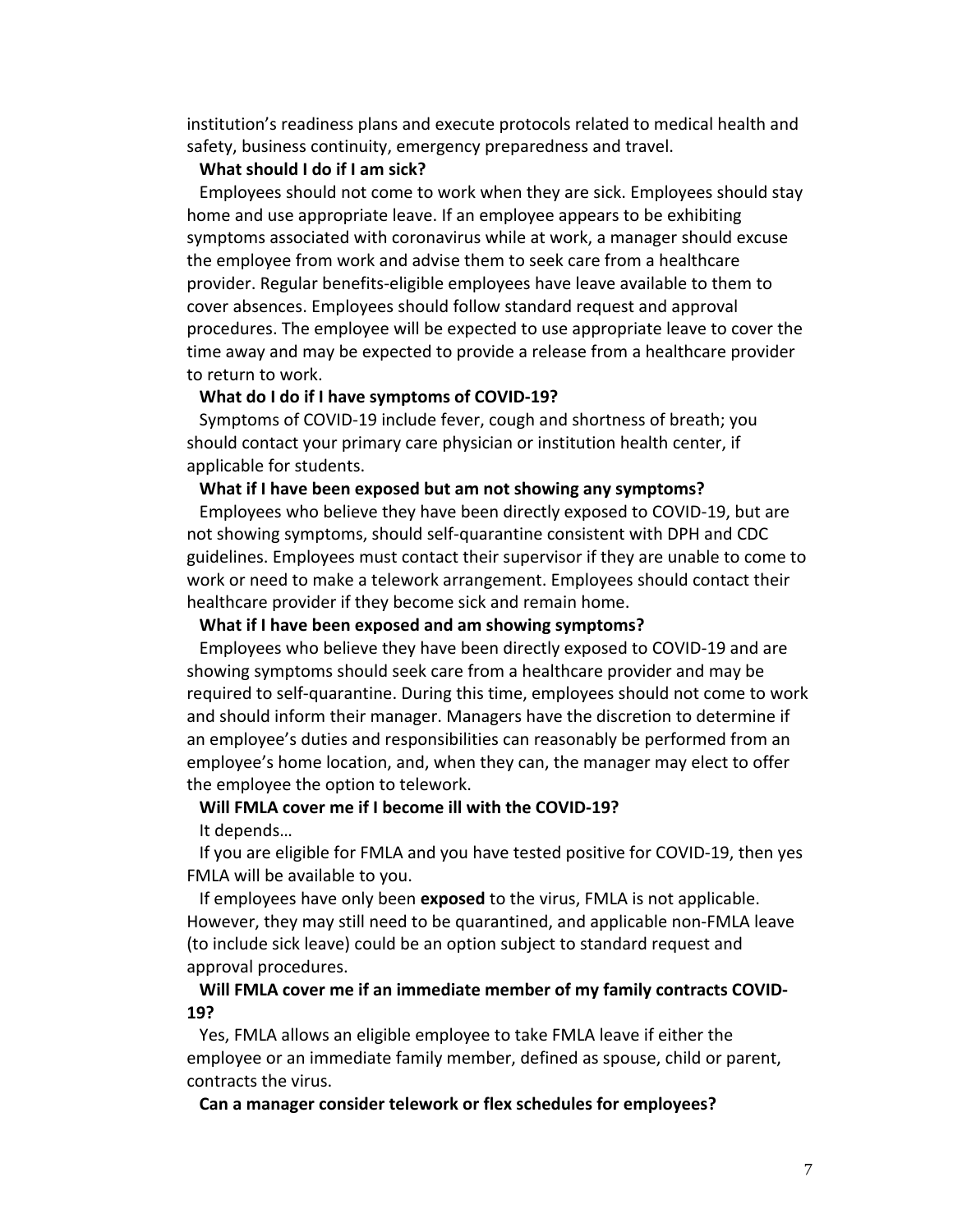institution's readiness plans and execute protocols related to medical health and safety, business continuity, emergency preparedness and travel.

**What should I do if I am sick?**

Employees should not come to work when they are sick. Employees should stay home and use appropriate leave. If an employee appears to be exhibiting symptoms associated with coronavirus while at work, a manager should excuse the employee from work and advise them to seek care from a healthcare provider. Regular benefits-eligible employees have leave available to them to cover absences. Employees should follow standard request and approval procedures. The employee will be expected to use appropriate leave to cover the time away and may be expected to provide a release from a healthcare provider to return to work.

**What do I do if I have symptoms of COVID-19?**

Symptoms of COVID-19 include fever, cough and shortness of breath; you should contact your primary care physician or institution health center, if applicable for students.

**What if I have been exposed but am not showing any symptoms?**

Employees who believe they have been directly exposed to COVID-19, but are not showing symptoms, should self-quarantine consistent with DPH and CDC guidelines. Employees must contact their supervisor if they are unable to come to work or need to make a telework arrangement. Employees should contact their healthcare provider if they become sick and remain home.

**What if I have been exposed and am showing symptoms?**

Employees who believe they have been directly exposed to COVID-19 and are showing symptoms should seek care from a healthcare provider and may be required to self-quarantine. During this time, employees should not come to work and should inform their manager. Managers have the discretion to determine if an employee's duties and responsibilities can reasonably be performed from an employee's home location, and, when they can, the manager may elect to offer the employee the option to telework.

**Will FMLA cover me if I become ill with the COVID-19?**

It depends…

If you are eligible for FMLA and you have tested positive for COVID-19, then yes FMLA will be available to you.

If employees have only been **exposed** to the virus, FMLA is not applicable. However, they may still need to be quarantined, and applicable non-FMLA leave (to include sick leave) could be an option subject to standard request and approval procedures.

**Will FMLA cover me if an immediate member of my family contracts COVID-19?**

Yes, FMLA allows an eligible employee to take FMLA leave if either the employee or an immediate family member, defined as spouse, child or parent, contracts the virus.

**Can a manager consider telework or flex schedules for employees?**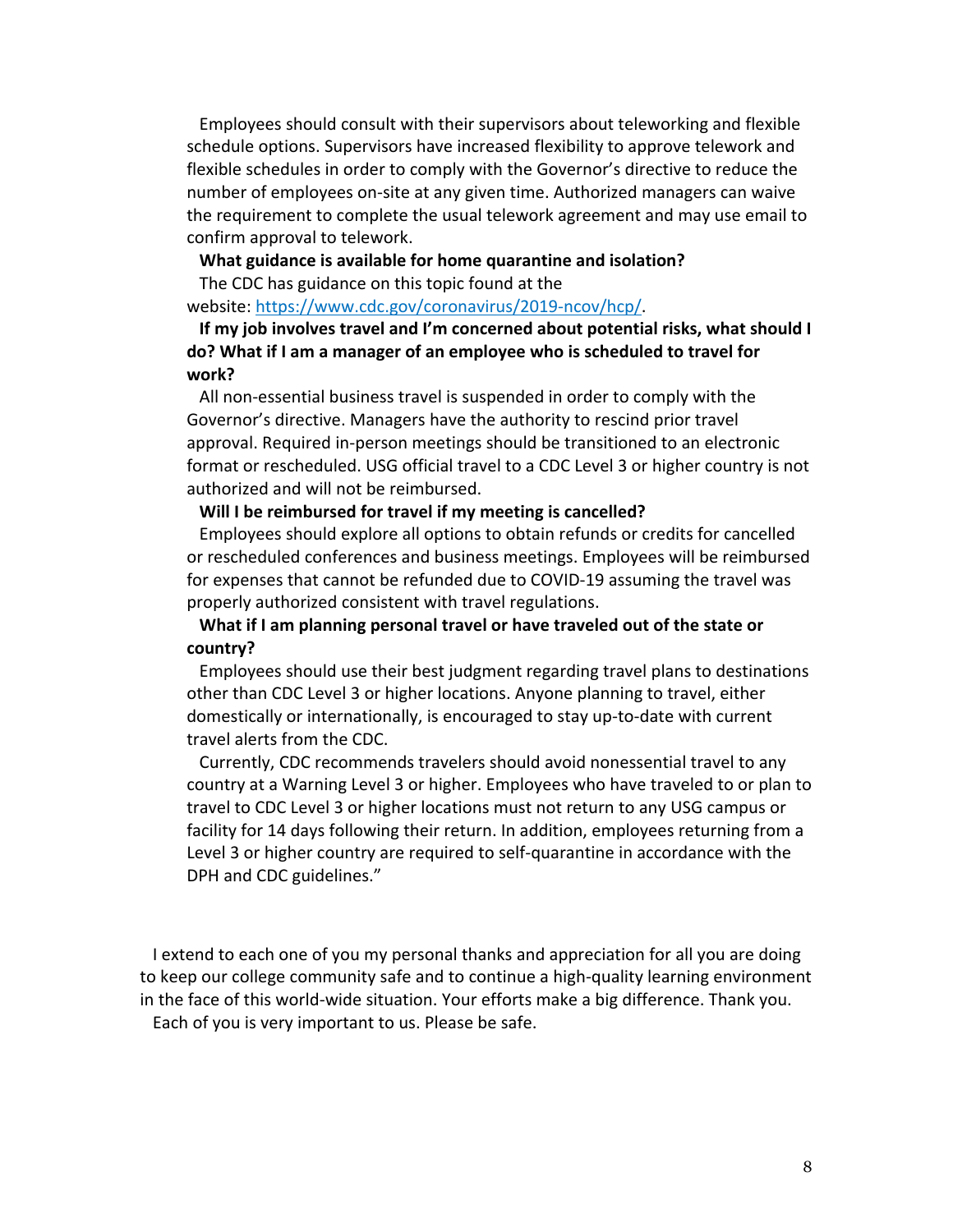Employees should consult with their supervisors about teleworking and flexible schedule options. Supervisors have increased flexibility to approve telework and flexible schedules in order to comply with the Governor's directive to reduce the number of employees on-site at any given time. Authorized managers can waive the requirement to complete the usual telework agreement and may use email to confirm approval to telework.

**What guidance is available for home quarantine and isolation?**

The CDC has guidance on this topic found at the website: [https://www.cdc.gov/coronavirus/2019-ncov/hcp/](https://www.cdc.gov/coronavirus/2019-ncov/hcp/).

**If my job involves travel and I'm concerned about potential risks, what should I do? What if I am a manager of an employee who is scheduled to travel for work?**

All non-essential business travel is suspended in order to comply with the Governor's directive. Managers have the authority to rescind prior travel approval. Required in-person meetings should be transitioned to an electronic format or rescheduled. USG official travel to a CDC Level 3 or higher country is not authorized and will not be reimbursed.

**Will I be reimbursed for travel if my meeting is cancelled?**

Employees should explore all options to obtain refunds or credits for cancelled or rescheduled conferences and business meetings. Employees will be reimbursed for expenses that cannot be refunded due to COVID-19 assuming the travel was properly authorized consistent with travel regulations.

**What if I am planning personal travel or have traveled out of the state or country?**

Employees should use their best judgment regarding travel plans to destinations other than CDC Level 3 or higher locations. Anyone planning to travel, either domestically or internationally, is encouraged to stay up-to-date with current travel alerts from the CDC.

Currently, CDC recommends travelers should avoid nonessential travel to any country at a Warning Level 3 or higher. Employees who have traveled to or plan to travel to CDC Level 3 or higher locations must not return to any USG campus or facility for 14 days following their return. In addition, employees returning from a Level 3 or higher country are required to self-quarantine in accordance with the DPH and CDC guidelines."

I extend to each one of you my personal thanks and appreciation for all you are doing to keep our college community safe and to continue a high-quality learning environment in the face of this world-wide situation. Your efforts make a big difference. Thank you.

Each of you is very important to us. Please be safe.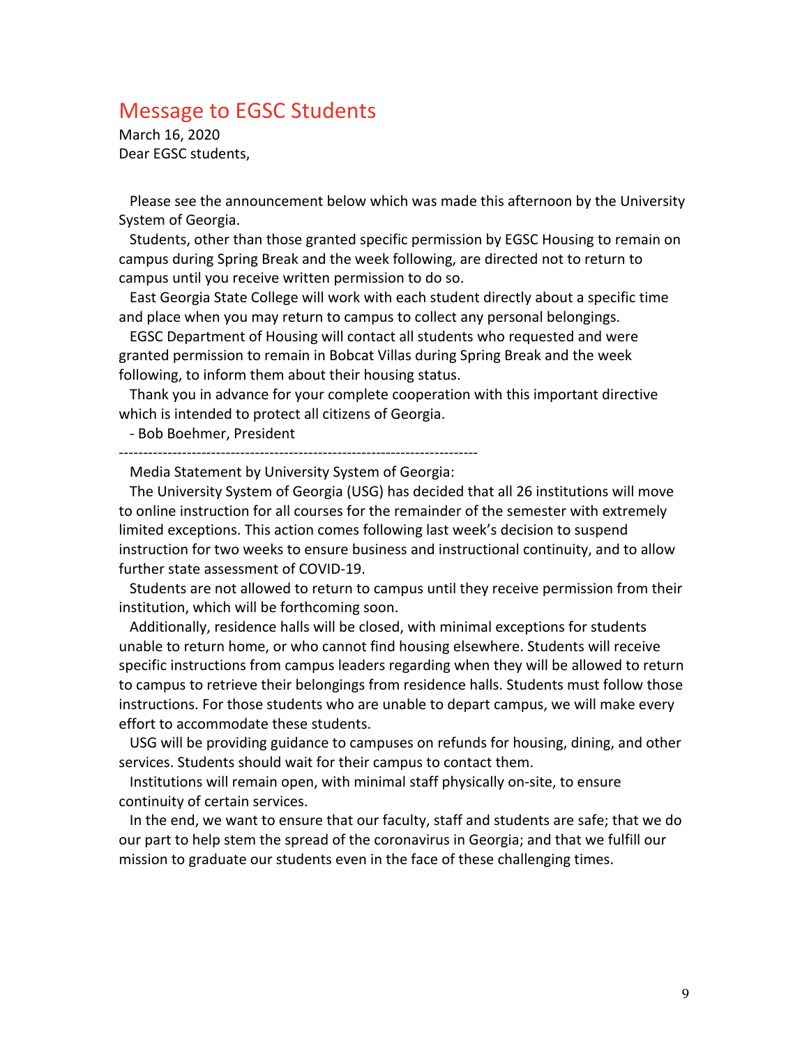## Message to EGSC Students

March 16, 2020

Dear EGSC students,

Please see the announcement below which was made this afternoon by the University System of Georgia.

Students, other than those granted specific permission by EGSC Housing to remain on campus during Spring Break and the week following, are directed not to return to campus until you receive written permission to do so.

East Georgia State College will work with each student directly about a specific time and place when you may return to campus to collect any personal belongings.

EGSC Department of Housing will contact all students who requested and were granted permission to remain in Bobcat Villas during Spring Break and the week following, to inform them about their housing status.

Thank you in advance for your complete cooperation with this important directive which is intended to protect all citizens of Georgia.

- Bob Boehmer, President

---

Media Statement by University System of Georgia:

The University System of Georgia (USG) has decided that all 26 institutions will move to online instruction for all courses for the remainder of the semester with extremely limited exceptions. This action comes following last week's decision to suspend instruction for two weeks to ensure business and instructional continuity, and to allow further state assessment of COVID-19.

Students are not allowed to return to campus until they receive permission from their institution, which will be forthcoming soon.

Additionally, residence halls will be closed, with minimal exceptions for students unable to return home, or who cannot find housing elsewhere. Students will receive specific instructions from campus leaders regarding when they will be allowed to return to campus to retrieve their belongings from residence halls. Students must follow those instructions. For those students who are unable to depart campus, we will make every effort to accommodate these students.

USG will be providing guidance to campuses on refunds for housing, dining, and other services. Students should wait for their campus to contact them.

Institutions will remain open, with minimal staff physically on-site, to ensure continuity of certain services.

In the end, we want to ensure that our faculty, staff and students are safe; that we do our part to help stem the spread of the coronavirus in Georgia; and that we fulfill our mission to graduate our students even in the face of these challenging times.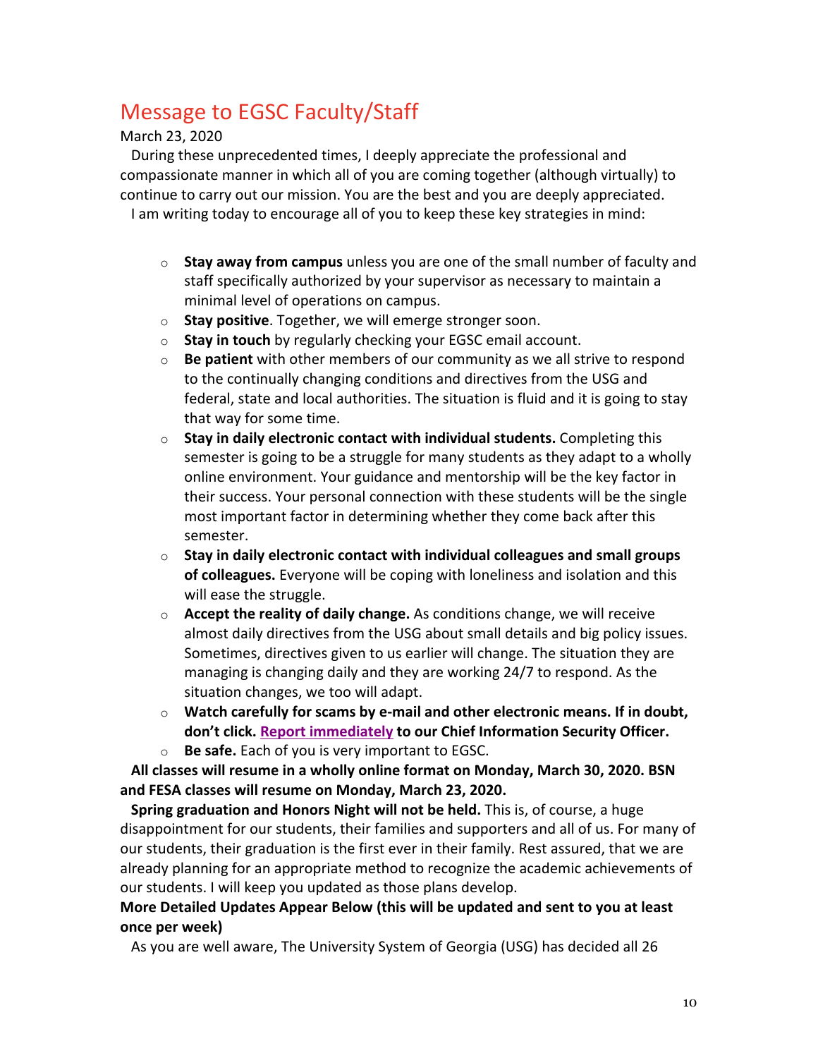## Message to EGSC Faculty/Staff

March 23, 2020

During these unprecedented times, I deeply appreciate the professional and compassionate manner in which all of you are coming together (although virtually) to continue to carry out our mission. You are the best and you are deeply appreciated.

I am writing today to encourage all of you to keep these key strategies in mind:

- **Stay away from campus** unless you are one of the small number of faculty and staff specifically authorized by your supervisor as necessary to maintain a minimal level of operations on campus.
- **Stay positive**. Together, we will emerge stronger soon.
- **Stay in touch** by regularly checking your EGSC email account.
- **Be patient** with other members of our community as we all strive to respond to the continually changing conditions and directives from the USG and federal, state and local authorities. The situation is fluid and it is going to stay that way for some time.
- **Stay in daily electronic contact with individual students.** Completing this semester is going to be a struggle for many students as they adapt to a wholly online environment. Your guidance and mentorship will be the key factor in their success. Your personal connection with these students will be the single most important factor in determining whether they come back after this semester.
- **Stay in daily electronic contact with individual colleagues and small groups of colleagues.** Everyone will be coping with loneliness and isolation and this will ease the struggle.
- **Accept the reality of daily change.** As conditions change, we will receive almost daily directives from the USG about small details and big policy issues. Sometimes, directives given to us earlier will change. The situation they are managing is changing daily and they are working 24/7 to respond. As the situation changes, we too will adapt.
- **Watch carefully for scams by e-mail and other electronic means. If in doubt, don't click. Report immediately to our Chief Information Security Officer.**
- **Be safe.** Each of you is very important to EGSC.

**All classes will resume in a wholly online format on Monday, March 30, 2020. BSN and FESA classes will resume on Monday, March 23, 2020.**

**Spring graduation and Honors Night will not be held.** This is, of course, a huge disappointment for our students, their families and supporters and all of us. For many of our students, their graduation is the first ever in their family. Rest assured, that we are already planning for an appropriate method to recognize the academic achievements of our students. I will keep you updated as those plans develop.

**More Detailed Updates Appear Below (this will be updated and sent to you at least once per week)**

As you are well aware, The University System of Georgia (USG) has decided all 26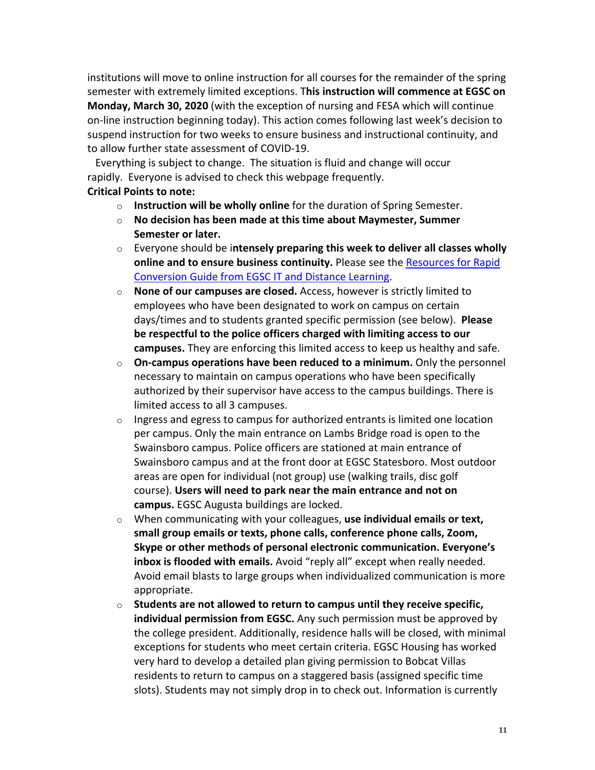institutions will move to online instruction for all courses for the remainder of the spring semester with extremely limited exceptions. T**his instruction will commence at EGSC on Monday, March 30, 2020** (with the exception of nursing and FESA which will continue on-line instruction beginning today). This action comes following last week's decision to suspend instruction for two weeks to ensure business and instructional continuity, and to allow further state assessment of COVID-19.

Everything is subject to change. The situation is fluid and change will occur rapidly. Everyone is advised to check this webpage frequently.

**Critical Points to note:**

- **Instruction will be wholly online** for the duration of Spring Semester.
- **No decision has been made at this time about Maymester, Summer Semester or later.**
- Everyone should be i**ntensely preparing this week to deliver all classes wholly online and to ensure business continuity.** Please see the Resources for Rapid Conversion Guide from EGSC IT and Distance Learning.
- **None of our campuses are closed.** Access, however is strictly limited to employees who have been designated to work on campus on certain days/times and to students granted specific permission (see below). **Please be respectful to the police officers charged with limiting access to our campuses.** They are enforcing this limited access to keep us healthy and safe.
- **On-campus operations have been reduced to a minimum.** Only the personnel necessary to maintain on campus operations who have been specifically authorized by their supervisor have access to the campus buildings. There is limited access to all 3 campuses.
- Ingress and egress to campus for authorized entrants is limited one location per campus. Only the main entrance on Lambs Bridge road is open to the Swainsboro campus. Police officers are stationed at main entrance of Swainsboro campus and at the front door at EGSC Statesboro. Most outdoor areas are open for individual (not group) use (walking trails, disc golf course). **Users will need to park near the main entrance and not on campus.** EGSC Augusta buildings are locked.
- When communicating with your colleagues, **use individual emails or text, small group emails or texts, phone calls, conference phone calls, Zoom, Skype or other methods of personal electronic communication. Everyone's inbox is flooded with emails.** Avoid "reply all" except when really needed. Avoid email blasts to large groups when individualized communication is more appropriate.
- **Students are not allowed to return to campus until they receive specific, individual permission from EGSC.** Any such permission must be approved by the college president. Additionally, residence halls will be closed, with minimal exceptions for students who meet certain criteria. EGSC Housing has worked very hard to develop a detailed plan giving permission to Bobcat Villas residents to return to campus on a staggered basis (assigned specific time slots). Students may not simply drop in to check out. Information is currently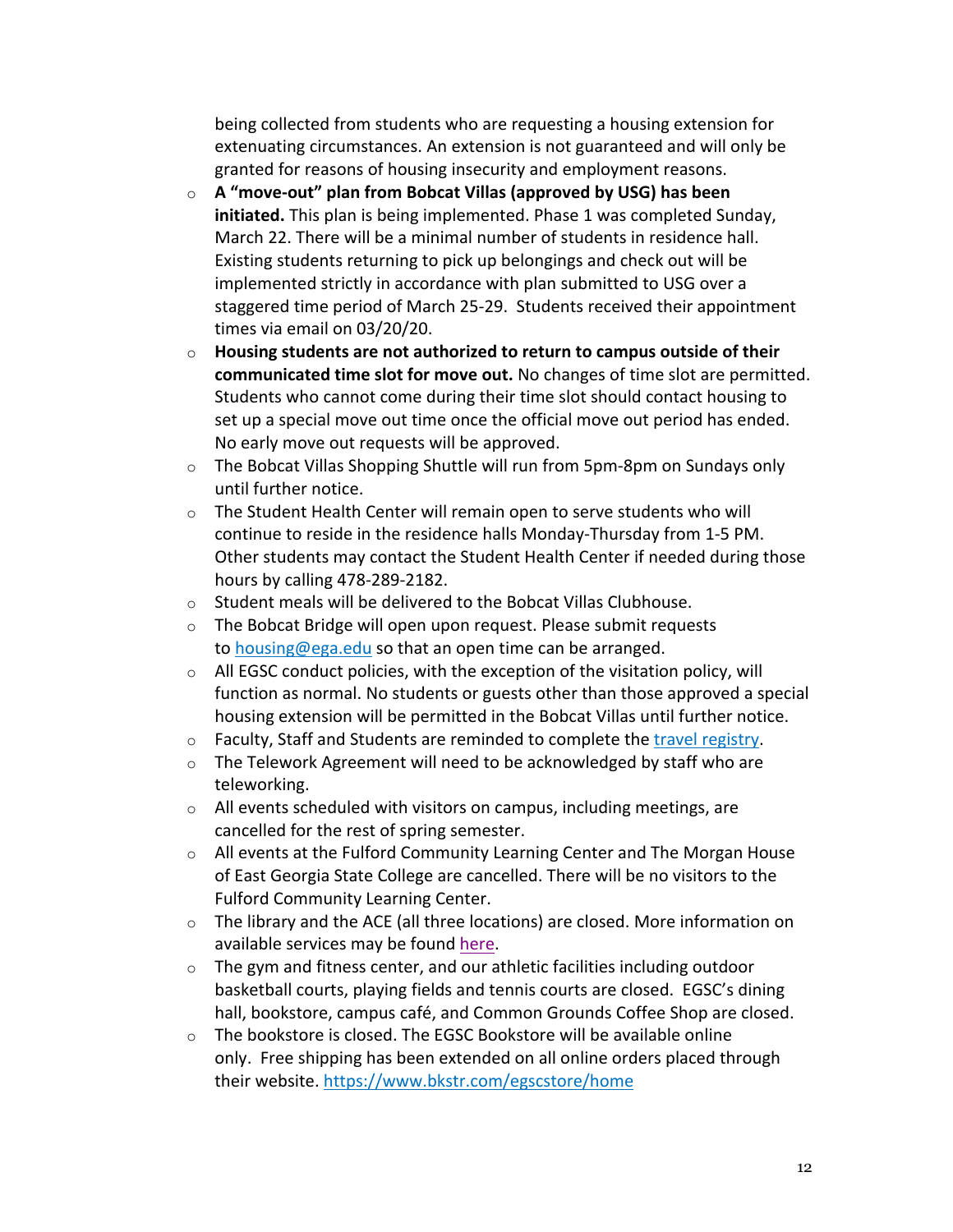being collected from students who are requesting a housing extension for extenuating circumstances. An extension is not guaranteed and will only be granted for reasons of housing insecurity and employment reasons.

- **A "move-out" plan from Bobcat Villas (approved by USG) has been initiated.** This plan is being implemented. Phase 1 was completed Sunday, March 22. There will be a minimal number of students in residence hall. Existing students returning to pick up belongings and check out will be implemented strictly in accordance with plan submitted to USG over a staggered time period of March 25-29. Students received their appointment times via email on 03/20/20.
- **Housing students are not authorized to return to campus outside of their communicated time slot for move out.** No changes of time slot are permitted. Students who cannot come during their time slot should contact housing to set up a special move out time once the official move out period has ended. No early move out requests will be approved.
- The Bobcat Villas Shopping Shuttle will run from 5pm-8pm on Sundays only until further notice.
- The Student Health Center will remain open to serve students who will continue to reside in the residence halls Monday-Thursday from 1-5 PM. Other students may contact the Student Health Center if needed during those hours by calling 478-289-2182.
- Student meals will be delivered to the Bobcat Villas Clubhouse.
- The Bobcat Bridge will open upon request. Please submit requests to housing@ega.edu so that an open time can be arranged.
- All EGSC conduct policies, with the exception of the visitation policy, will function as normal. No students or guests other than those approved a special housing extension will be permitted in the Bobcat Villas until further notice.
- Faculty, Staff and Students are reminded to complete the travel registry.
- The Telework Agreement will need to be acknowledged by staff who are teleworking.
- All events scheduled with visitors on campus, including meetings, are cancelled for the rest of spring semester.
- All events at the Fulford Community Learning Center and The Morgan House of East Georgia State College are cancelled. There will be no visitors to the Fulford Community Learning Center.
- The library and the ACE (all three locations) are closed. More information on available services may be found here.
- The gym and fitness center, and our athletic facilities including outdoor basketball courts, playing fields and tennis courts are closed. EGSC's dining hall, bookstore, campus café, and Common Grounds Coffee Shop are closed.
- The bookstore is closed. The EGSC Bookstore will be available online only. Free shipping has been extended on all online orders placed through their website. https://www.bkstr.com/egscstore/home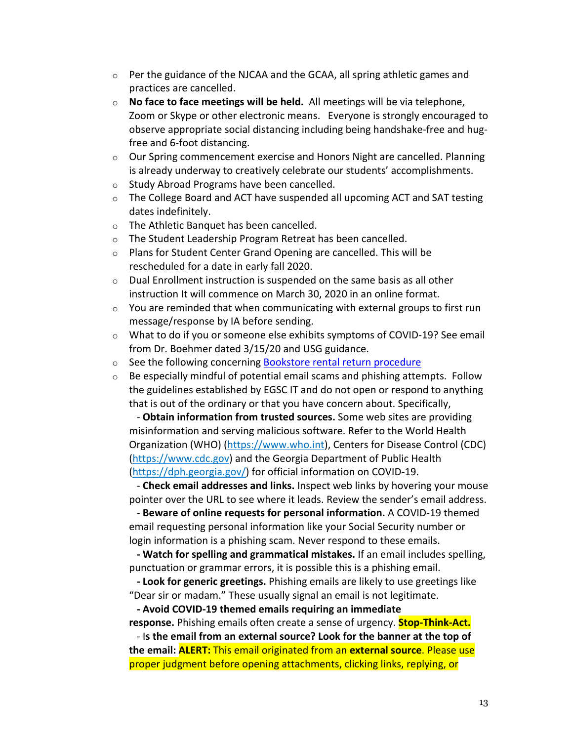- Per the guidance of the NJCAA and the GCAA, all spring athletic games and practices are cancelled.
- **No face to face meetings will be held.** All meetings will be via telephone, Zoom or Skype or other electronic means. Everyone is strongly encouraged to observe appropriate social distancing including being handshake-free and hug-free and 6-foot distancing.
- Our Spring commencement exercise and Honors Night are cancelled. Planning is already underway to creatively celebrate our students' accomplishments.
- Study Abroad Programs have been cancelled.
- The College Board and ACT have suspended all upcoming ACT and SAT testing dates indefinitely.
- The Athletic Banquet has been cancelled.
- The Student Leadership Program Retreat has been cancelled.
- Plans for Student Center Grand Opening are cancelled. This will be rescheduled for a date in early fall 2020.
- Dual Enrollment instruction is suspended on the same basis as all other instruction It will commence on March 30, 2020 in an online format.
- You are reminded that when communicating with external groups to first run message/response by IA before sending.
- What to do if you or someone else exhibits symptoms of COVID-19? See email from Dr. Boehmer dated 3/15/20 and USG guidance.
- See the following concerning [Bookstore rental return procedure]()
- Be especially mindful of potential email scams and phishing attempts. Follow the guidelines established by EGSC IT and do not open or respond to anything that is out of the ordinary or that you have concern about. Specifically,

  - **Obtain information from trusted sources.** Some web sites are providing misinformation and serving malicious software. Refer to the World Health Organization (WHO) (https://www.who.int), Centers for Disease Control (CDC) (https://www.cdc.gov) and the Georgia Department of Public Health (https://dph.georgia.gov/) for official information on COVID-19.
  - **Check email addresses and links.** Inspect web links by hovering your mouse pointer over the URL to see where it leads. Review the sender's email address.
  - **Beware of online requests for personal information.** A COVID-19 themed email requesting personal information like your Social Security number or login information is a phishing scam. Never respond to these emails.
  - **Watch for spelling and grammatical mistakes.** If an email includes spelling, punctuation or grammar errors, it is possible this is a phishing email.
  - **Look for generic greetings.** Phishing emails are likely to use greetings like "Dear sir or madam." These usually signal an email is not legitimate.
  - **Avoid COVID-19 themed emails requiring an immediate response.** Phishing emails often create a sense of urgency. **Stop-Think-Act.**
  - I**s the email from an external source? Look for the banner at the top of the email: ALERT:** This email originated from an **external source**. Please use proper judgment before opening attachments, clicking links, replying, or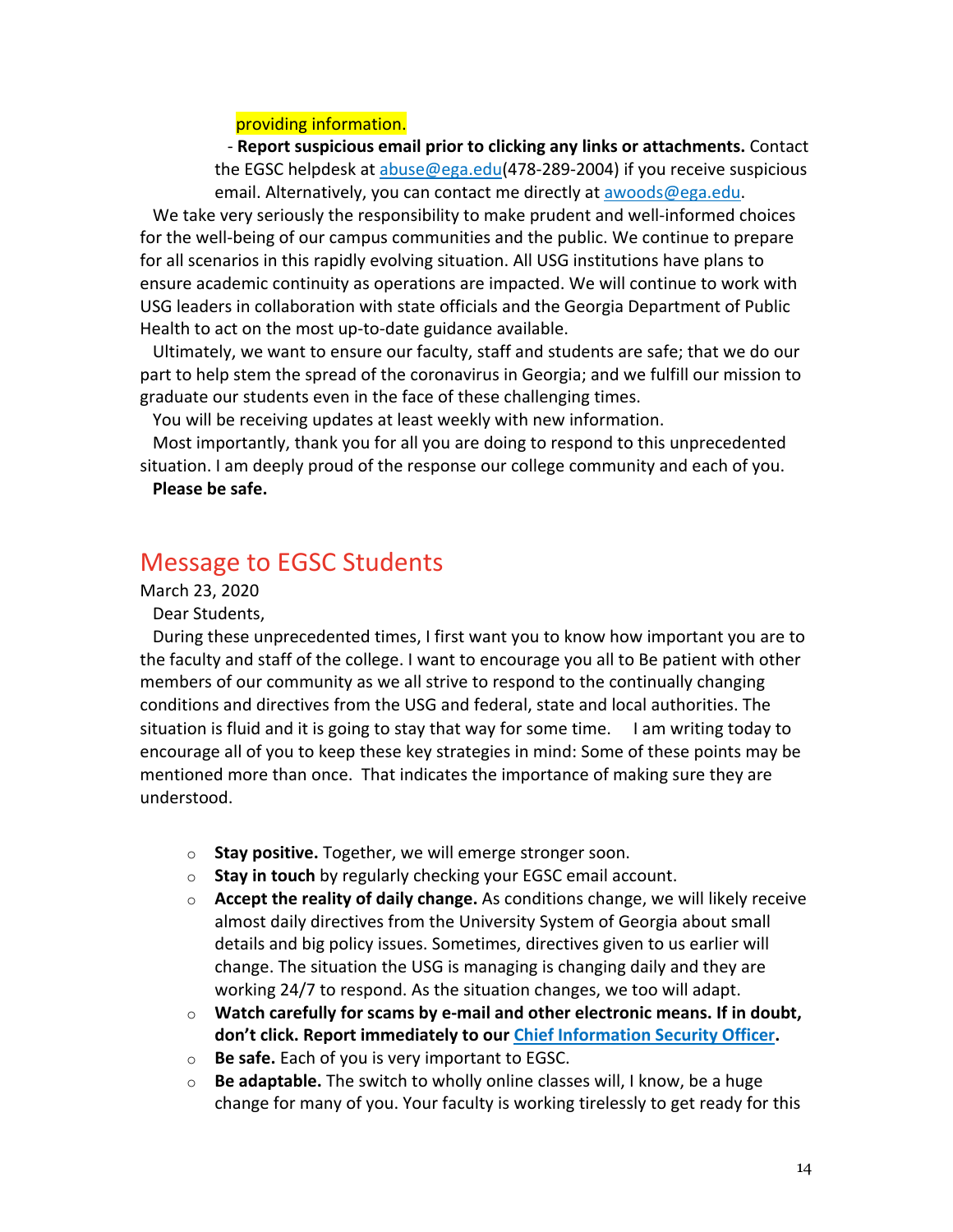providing information.

- **Report suspicious email prior to clicking any links or attachments.** Contact the EGSC helpdesk at abuse@ega.edu(478-289-2004) if you receive suspicious email. Alternatively, you can contact me directly at awoods@ega.edu.

We take very seriously the responsibility to make prudent and well-informed choices for the well-being of our campus communities and the public. We continue to prepare for all scenarios in this rapidly evolving situation. All USG institutions have plans to ensure academic continuity as operations are impacted. We will continue to work with USG leaders in collaboration with state officials and the Georgia Department of Public Health to act on the most up-to-date guidance available.

Ultimately, we want to ensure our faculty, staff and students are safe; that we do our part to help stem the spread of the coronavirus in Georgia; and we fulfill our mission to graduate our students even in the face of these challenging times.

You will be receiving updates at least weekly with new information.

Most importantly, thank you for all you are doing to respond to this unprecedented situation. I am deeply proud of the response our college community and each of you.

**Please be safe.**

## Message to EGSC Students

March 23, 2020

Dear Students,

During these unprecedented times, I first want you to know how important you are to the faculty and staff of the college. I want to encourage you all to Be patient with other members of our community as we all strive to respond to the continually changing conditions and directives from the USG and federal, state and local authorities. The situation is fluid and it is going to stay that way for some time. I am writing today to encourage all of you to keep these key strategies in mind: Some of these points may be mentioned more than once. That indicates the importance of making sure they are understood.

- **Stay positive.** Together, we will emerge stronger soon.
- **Stay in touch** by regularly checking your EGSC email account.
- **Accept the reality of daily change.** As conditions change, we will likely receive almost daily directives from the University System of Georgia about small details and big policy issues. Sometimes, directives given to us earlier will change. The situation the USG is managing is changing daily and they are working 24/7 to respond. As the situation changes, we too will adapt.
- **Watch carefully for scams by e-mail and other electronic means. If in doubt, don't click. Report immediately to our Chief Information Security Officer.**
- **Be safe.** Each of you is very important to EGSC.
- **Be adaptable.** The switch to wholly online classes will, I know, be a huge change for many of you. Your faculty is working tirelessly to get ready for this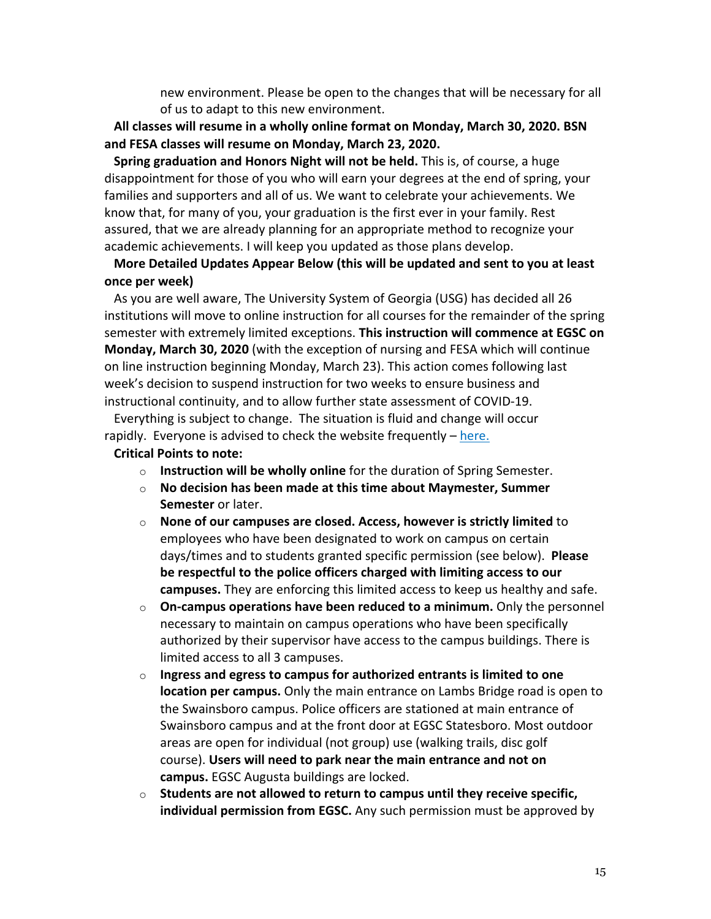new environment. Please be open to the changes that will be necessary for all of us to adapt to this new environment.

**All classes will resume in a wholly online format on Monday, March 30, 2020. BSN and FESA classes will resume on Monday, March 23, 2020.**

**Spring graduation and Honors Night will not be held.** This is, of course, a huge disappointment for those of you who will earn your degrees at the end of spring, your families and supporters and all of us. We want to celebrate your achievements. We know that, for many of you, your graduation is the first ever in your family. Rest assured, that we are already planning for an appropriate method to recognize your academic achievements. I will keep you updated as those plans develop.

**More Detailed Updates Appear Below (this will be updated and sent to you at least once per week)**

As you are well aware, The University System of Georgia (USG) has decided all 26 institutions will move to online instruction for all courses for the remainder of the spring semester with extremely limited exceptions. **This instruction will commence at EGSC on Monday, March 30, 2020** (with the exception of nursing and FESA which will continue on line instruction beginning Monday, March 23). This action comes following last week's decision to suspend instruction for two weeks to ensure business and instructional continuity, and to allow further state assessment of COVID-19.

Everything is subject to change. The situation is fluid and change will occur rapidly. Everyone is advised to check the website frequently – here.

**Critical Points to note:**

- **Instruction will be wholly online** for the duration of Spring Semester.
- **No decision has been made at this time about Maymester, Summer Semester** or later.
- **None of our campuses are closed. Access, however is strictly limited** to employees who have been designated to work on campus on certain days/times and to students granted specific permission (see below). **Please be respectful to the police officers charged with limiting access to our campuses.** They are enforcing this limited access to keep us healthy and safe.
- **On-campus operations have been reduced to a minimum.** Only the personnel necessary to maintain on campus operations who have been specifically authorized by their supervisor have access to the campus buildings. There is limited access to all 3 campuses.
- **Ingress and egress to campus for authorized entrants is limited to one location per campus.** Only the main entrance on Lambs Bridge road is open to the Swainsboro campus. Police officers are stationed at main entrance of Swainsboro campus and at the front door at EGSC Statesboro. Most outdoor areas are open for individual (not group) use (walking trails, disc golf course). **Users will need to park near the main entrance and not on campus.** EGSC Augusta buildings are locked.
- **Students are not allowed to return to campus until they receive specific, individual permission from EGSC.** Any such permission must be approved by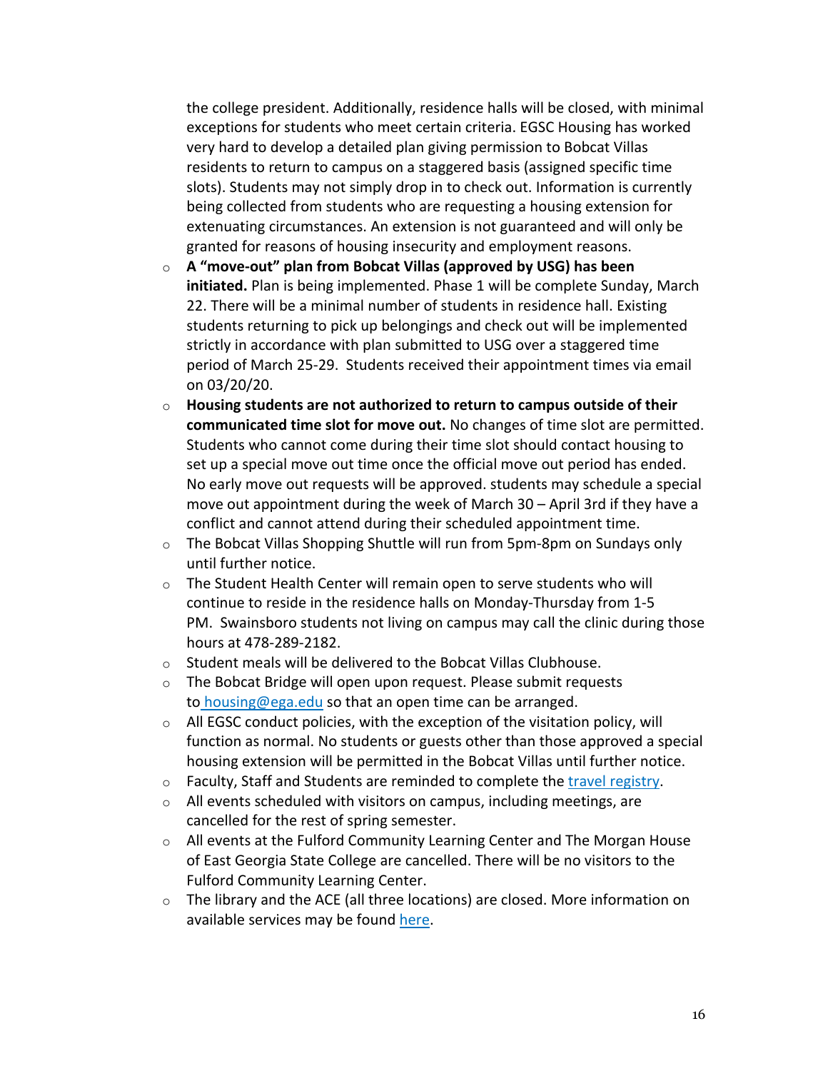the college president. Additionally, residence halls will be closed, with minimal exceptions for students who meet certain criteria. EGSC Housing has worked very hard to develop a detailed plan giving permission to Bobcat Villas residents to return to campus on a staggered basis (assigned specific time slots). Students may not simply drop in to check out. Information is currently being collected from students who are requesting a housing extension for extenuating circumstances. An extension is not guaranteed and will only be granted for reasons of housing insecurity and employment reasons.

- **A "move-out" plan from Bobcat Villas (approved by USG) has been initiated.** Plan is being implemented. Phase 1 will be complete Sunday, March 22. There will be a minimal number of students in residence hall. Existing students returning to pick up belongings and check out will be implemented strictly in accordance with plan submitted to USG over a staggered time period of March 25-29. Students received their appointment times via email on 03/20/20.
- **Housing students are not authorized to return to campus outside of their communicated time slot for move out.** No changes of time slot are permitted. Students who cannot come during their time slot should contact housing to set up a special move out time once the official move out period has ended. No early move out requests will be approved. students may schedule a special move out appointment during the week of March 30 – April 3rd if they have a conflict and cannot attend during their scheduled appointment time.
- The Bobcat Villas Shopping Shuttle will run from 5pm-8pm on Sundays only until further notice.
- The Student Health Center will remain open to serve students who will continue to reside in the residence halls on Monday-Thursday from 1-5 PM. Swainsboro students not living on campus may call the clinic during those hours at 478-289-2182.
- Student meals will be delivered to the Bobcat Villas Clubhouse.
- The Bobcat Bridge will open upon request. Please submit requests to housing@ega.edu so that an open time can be arranged.
- All EGSC conduct policies, with the exception of the visitation policy, will function as normal. No students or guests other than those approved a special housing extension will be permitted in the Bobcat Villas until further notice.
- Faculty, Staff and Students are reminded to complete the travel registry.
- All events scheduled with visitors on campus, including meetings, are cancelled for the rest of spring semester.
- All events at the Fulford Community Learning Center and The Morgan House of East Georgia State College are cancelled. There will be no visitors to the Fulford Community Learning Center.
- The library and the ACE (all three locations) are closed. More information on available services may be found here.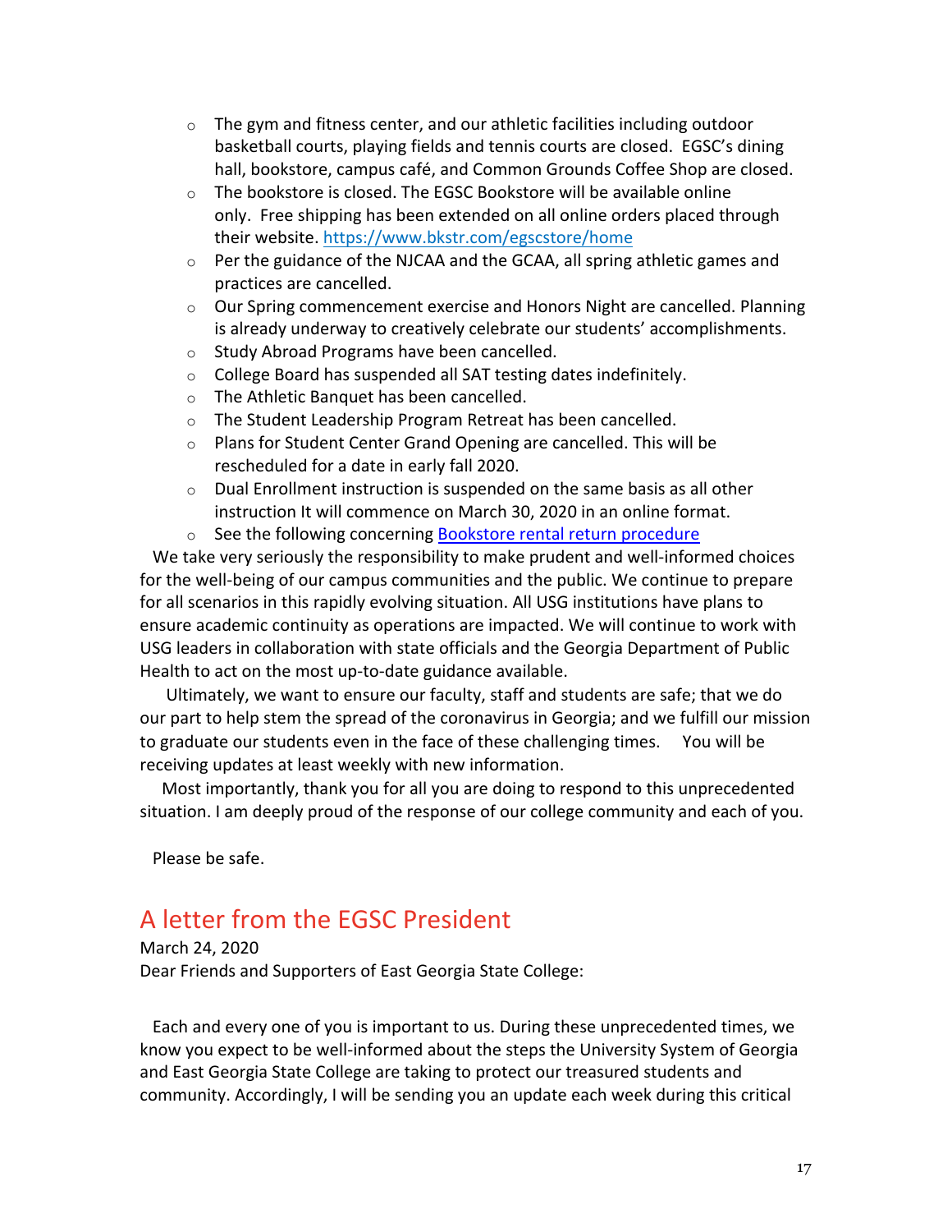- The gym and fitness center, and our athletic facilities including outdoor basketball courts, playing fields and tennis courts are closed. EGSC's dining hall, bookstore, campus café, and Common Grounds Coffee Shop are closed.
- The bookstore is closed. The EGSC Bookstore will be available online only. Free shipping has been extended on all online orders placed through their website. [https://www.bkstr.com/egscstore/home](https://www.bkstr.com/egscstore/home)
- Per the guidance of the NJCAA and the GCAA, all spring athletic games and practices are cancelled.
- Our Spring commencement exercise and Honors Night are cancelled. Planning is already underway to creatively celebrate our students' accomplishments.
- Study Abroad Programs have been cancelled.
- College Board has suspended all SAT testing dates indefinitely.
- The Athletic Banquet has been cancelled.
- The Student Leadership Program Retreat has been cancelled.
- Plans for Student Center Grand Opening are cancelled. This will be rescheduled for a date in early fall 2020.
- Dual Enrollment instruction is suspended on the same basis as all other instruction It will commence on March 30, 2020 in an online format.
- See the following concerning Bookstore rental return procedure

We take very seriously the responsibility to make prudent and well-informed choices for the well-being of our campus communities and the public. We continue to prepare for all scenarios in this rapidly evolving situation. All USG institutions have plans to ensure academic continuity as operations are impacted. We will continue to work with USG leaders in collaboration with state officials and the Georgia Department of Public Health to act on the most up-to-date guidance available.

Ultimately, we want to ensure our faculty, staff and students are safe; that we do our part to help stem the spread of the coronavirus in Georgia; and we fulfill our mission to graduate our students even in the face of these challenging times. You will be receiving updates at least weekly with new information.

Most importantly, thank you for all you are doing to respond to this unprecedented situation. I am deeply proud of the response of our college community and each of you.

Please be safe.

## A letter from the EGSC President

March 24, 2020

Dear Friends and Supporters of East Georgia State College:

Each and every one of you is important to us. During these unprecedented times, we know you expect to be well-informed about the steps the University System of Georgia and East Georgia State College are taking to protect our treasured students and community. Accordingly, I will be sending you an update each week during this critical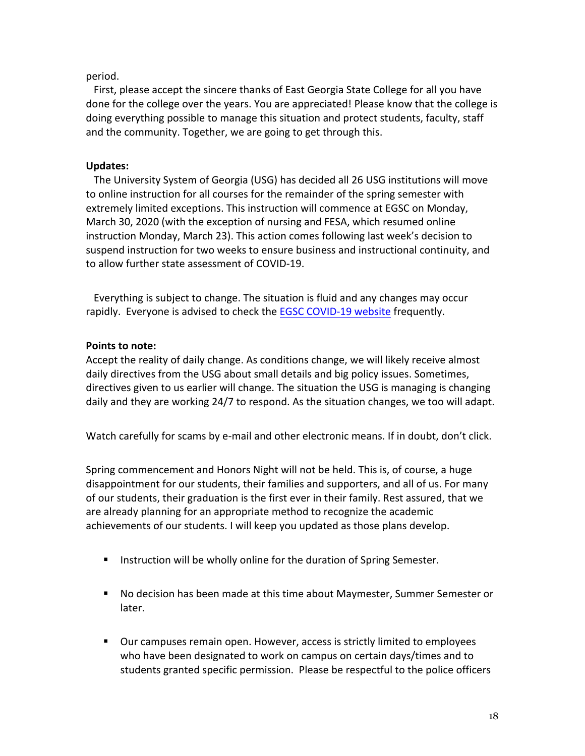period.

First, please accept the sincere thanks of East Georgia State College for all you have done for the college over the years. You are appreciated! Please know that the college is doing everything possible to manage this situation and protect students, faculty, staff and the community. Together, we are going to get through this.

**Updates:**

The University System of Georgia (USG) has decided all 26 USG institutions will move to online instruction for all courses for the remainder of the spring semester with extremely limited exceptions. This instruction will commence at EGSC on Monday, March 30, 2020 (with the exception of nursing and FESA, which resumed online instruction Monday, March 23). This action comes following last week's decision to suspend instruction for two weeks to ensure business and instructional continuity, and to allow further state assessment of COVID-19.

Everything is subject to change. The situation is fluid and any changes may occur rapidly. Everyone is advised to check the EGSC COVID-19 website frequently.

**Points to note:**

Accept the reality of daily change. As conditions change, we will likely receive almost daily directives from the USG about small details and big policy issues. Sometimes, directives given to us earlier will change. The situation the USG is managing is changing daily and they are working 24/7 to respond. As the situation changes, we too will adapt.

Watch carefully for scams by e-mail and other electronic means. If in doubt, don't click.

Spring commencement and Honors Night will not be held. This is, of course, a huge disappointment for our students, their families and supporters, and all of us. For many of our students, their graduation is the first ever in their family. Rest assured, that we are already planning for an appropriate method to recognize the academic achievements of our students. I will keep you updated as those plans develop.

- Instruction will be wholly online for the duration of Spring Semester.
- No decision has been made at this time about Maymester, Summer Semester or later.
- Our campuses remain open. However, access is strictly limited to employees who have been designated to work on campus on certain days/times and to students granted specific permission. Please be respectful to the police officers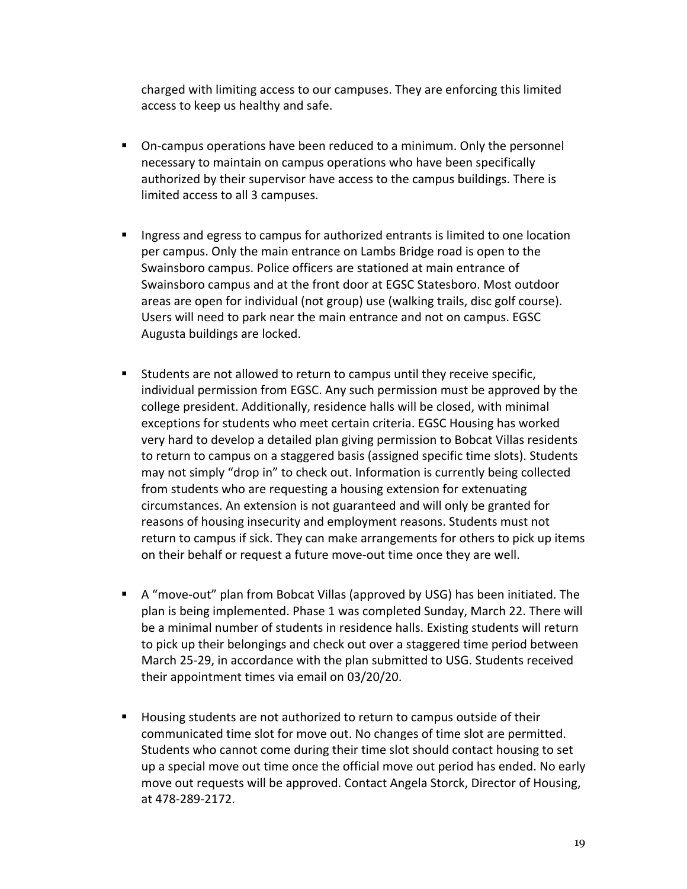charged with limiting access to our campuses. They are enforcing this limited access to keep us healthy and safe.

- On-campus operations have been reduced to a minimum. Only the personnel necessary to maintain on campus operations who have been specifically authorized by their supervisor have access to the campus buildings. There is limited access to all 3 campuses.

- Ingress and egress to campus for authorized entrants is limited to one location per campus. Only the main entrance on Lambs Bridge road is open to the Swainsboro campus. Police officers are stationed at main entrance of Swainsboro campus and at the front door at EGSC Statesboro. Most outdoor areas are open for individual (not group) use (walking trails, disc golf course). Users will need to park near the main entrance and not on campus. EGSC Augusta buildings are locked.

- Students are not allowed to return to campus until they receive specific, individual permission from EGSC. Any such permission must be approved by the college president. Additionally, residence halls will be closed, with minimal exceptions for students who meet certain criteria. EGSC Housing has worked very hard to develop a detailed plan giving permission to Bobcat Villas residents to return to campus on a staggered basis (assigned specific time slots). Students may not simply "drop in" to check out. Information is currently being collected from students who are requesting a housing extension for extenuating circumstances. An extension is not guaranteed and will only be granted for reasons of housing insecurity and employment reasons. Students must not return to campus if sick. They can make arrangements for others to pick up items on their behalf or request a future move-out time once they are well.

- A "move-out" plan from Bobcat Villas (approved by USG) has been initiated. The plan is being implemented. Phase 1 was completed Sunday, March 22. There will be a minimal number of students in residence halls. Existing students will return to pick up their belongings and check out over a staggered time period between March 25-29, in accordance with the plan submitted to USG. Students received their appointment times via email on 03/20/20.

- Housing students are not authorized to return to campus outside of their communicated time slot for move out. No changes of time slot are permitted. Students who cannot come during their time slot should contact housing to set up a special move out time once the official move out period has ended. No early move out requests will be approved. Contact Angela Storck, Director of Housing, at 478-289-2172.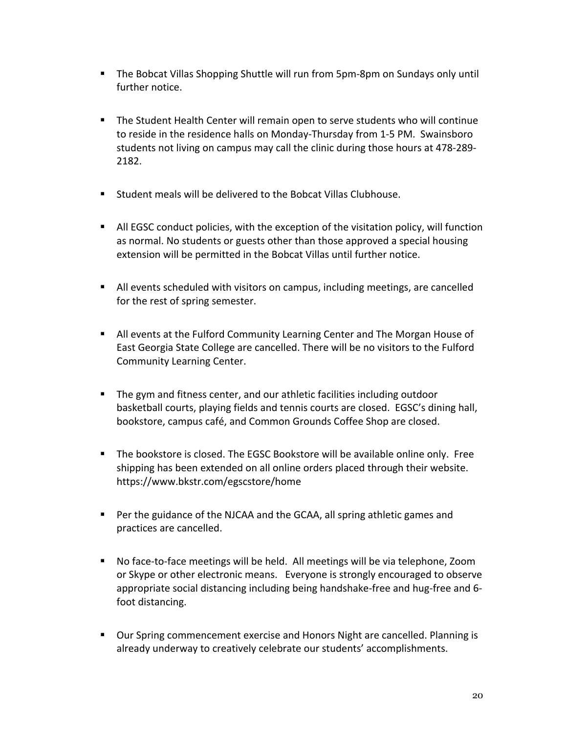- The Bobcat Villas Shopping Shuttle will run from 5pm-8pm on Sundays only until further notice.

- The Student Health Center will remain open to serve students who will continue to reside in the residence halls on Monday-Thursday from 1-5 PM. Swainsboro students not living on campus may call the clinic during those hours at 478-289-2182.

- Student meals will be delivered to the Bobcat Villas Clubhouse.

- All EGSC conduct policies, with the exception of the visitation policy, will function as normal. No students or guests other than those approved a special housing extension will be permitted in the Bobcat Villas until further notice.

- All events scheduled with visitors on campus, including meetings, are cancelled for the rest of spring semester.

- All events at the Fulford Community Learning Center and The Morgan House of East Georgia State College are cancelled. There will be no visitors to the Fulford Community Learning Center.

- The gym and fitness center, and our athletic facilities including outdoor basketball courts, playing fields and tennis courts are closed. EGSC's dining hall, bookstore, campus café, and Common Grounds Coffee Shop are closed.

- The bookstore is closed. The EGSC Bookstore will be available online only. Free shipping has been extended on all online orders placed through their website. https://www.bkstr.com/egscstore/home

- Per the guidance of the NJCAA and the GCAA, all spring athletic games and practices are cancelled.

- No face-to-face meetings will be held. All meetings will be via telephone, Zoom or Skype or other electronic means. Everyone is strongly encouraged to observe appropriate social distancing including being handshake-free and hug-free and 6-foot distancing.

- Our Spring commencement exercise and Honors Night are cancelled. Planning is already underway to creatively celebrate our students' accomplishments.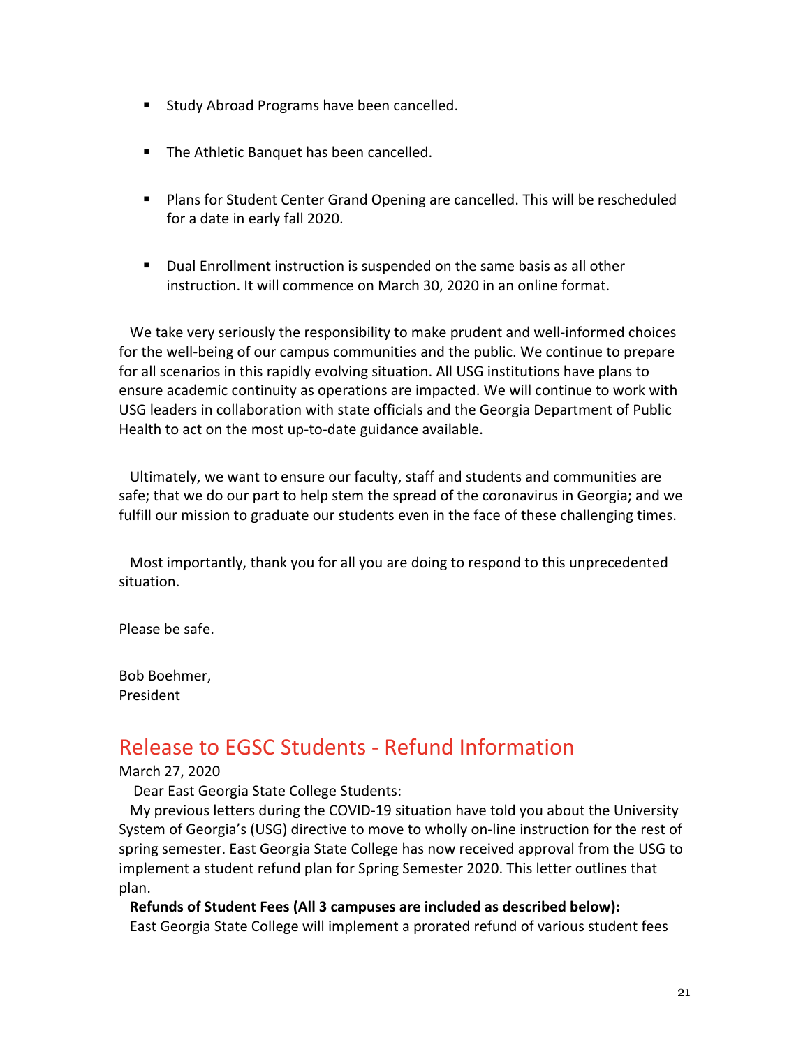- Study Abroad Programs have been cancelled.
- The Athletic Banquet has been cancelled.
- Plans for Student Center Grand Opening are cancelled. This will be rescheduled for a date in early fall 2020.
- Dual Enrollment instruction is suspended on the same basis as all other instruction. It will commence on March 30, 2020 in an online format.

We take very seriously the responsibility to make prudent and well-informed choices for the well-being of our campus communities and the public. We continue to prepare for all scenarios in this rapidly evolving situation. All USG institutions have plans to ensure academic continuity as operations are impacted. We will continue to work with USG leaders in collaboration with state officials and the Georgia Department of Public Health to act on the most up-to-date guidance available.

Ultimately, we want to ensure our faculty, staff and students and communities are safe; that we do our part to help stem the spread of the coronavirus in Georgia; and we fulfill our mission to graduate our students even in the face of these challenging times.

Most importantly, thank you for all you are doing to respond to this unprecedented situation.

Please be safe.

Bob Boehmer,
President

## Release to EGSC Students - Refund Information

March 27, 2020

Dear East Georgia State College Students:

My previous letters during the COVID-19 situation have told you about the University System of Georgia's (USG) directive to move to wholly on-line instruction for the rest of spring semester. East Georgia State College has now received approval from the USG to implement a student refund plan for Spring Semester 2020. This letter outlines that plan.

**Refunds of Student Fees (All 3 campuses are included as described below):**

East Georgia State College will implement a prorated refund of various student fees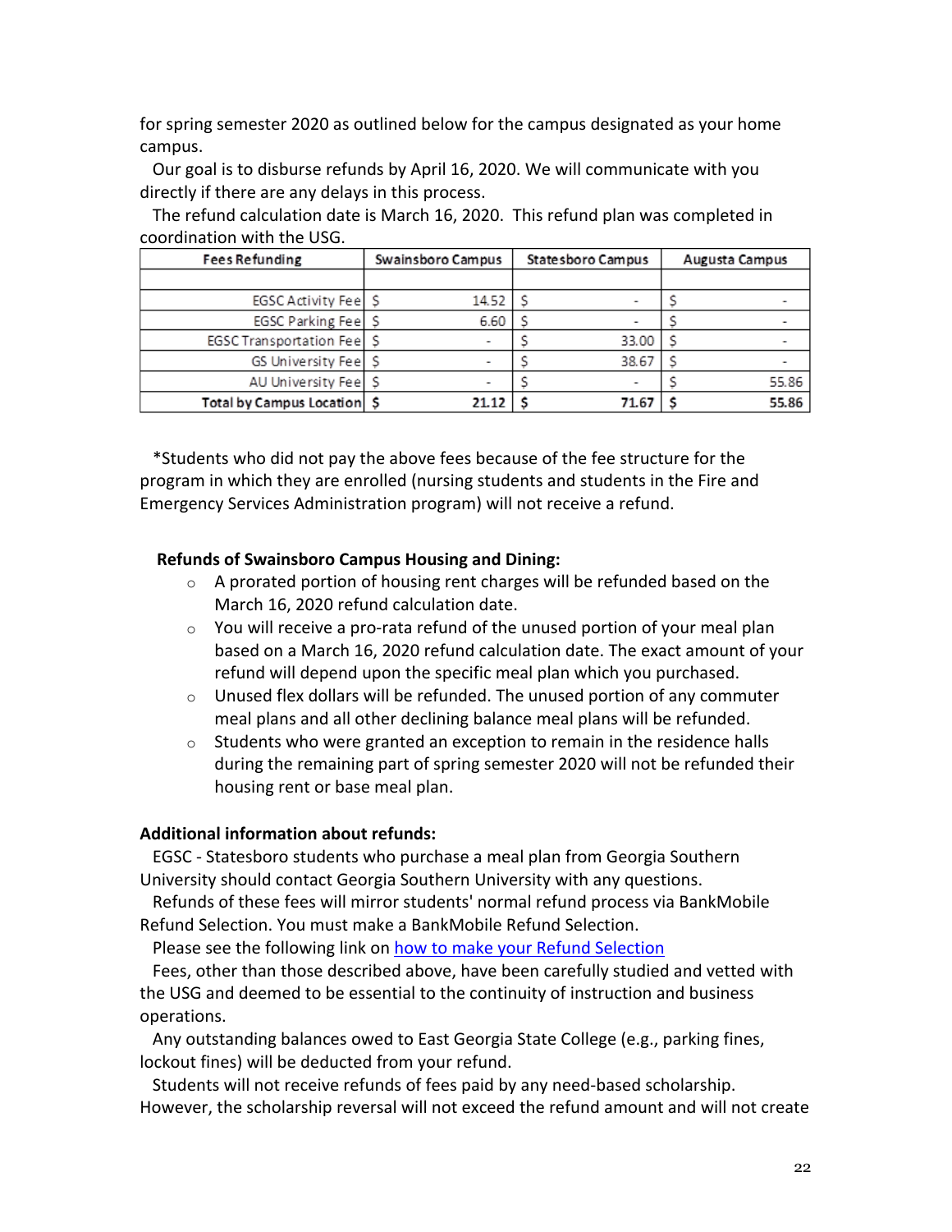for spring semester 2020 as outlined below for the campus designated as your home campus.

Our goal is to disburse refunds by April 16, 2020. We will communicate with you directly if there are any delays in this process.

The refund calculation date is March 16, 2020. This refund plan was completed in coordination with the USG.

| Fees Refunding | Swainsboro Campus | Statesboro Campus | Augusta Campus |
|---|---|---|---|
| | | | |
| EGSC Activity Fee | $ 14.52 | $ - | $ - |
| EGSC Parking Fee | $ 6.60 | $ - | $ - |
| EGSC Transportation Fee | $ - | $ 33.00 | $ - |
| GS University Fee | $ - | $ 38.67 | $ - |
| AU University Fee | $ - | $ - | $ 55.86 |
| **Total by Campus Location** | **$ 21.12** | **$ 71.67** | **$ 55.86** |

*Students who did not pay the above fees because of the fee structure for the program in which they are enrolled (nursing students and students in the Fire and Emergency Services Administration program) will not receive a refund.

**Refunds of Swainsboro Campus Housing and Dining:**

- A prorated portion of housing rent charges will be refunded based on the March 16, 2020 refund calculation date.
- You will receive a pro-rata refund of the unused portion of your meal plan based on a March 16, 2020 refund calculation date. The exact amount of your refund will depend upon the specific meal plan which you purchased.
- Unused flex dollars will be refunded. The unused portion of any commuter meal plans and all other declining balance meal plans will be refunded.
- Students who were granted an exception to remain in the residence halls during the remaining part of spring semester 2020 will not be refunded their housing rent or base meal plan.

**Additional information about refunds:**

EGSC - Statesboro students who purchase a meal plan from Georgia Southern University should contact Georgia Southern University with any questions.

Refunds of these fees will mirror students' normal refund process via BankMobile Refund Selection. You must make a BankMobile Refund Selection.

Please see the following link on how to make your Refund Selection

Fees, other than those described above, have been carefully studied and vetted with the USG and deemed to be essential to the continuity of instruction and business operations.

Any outstanding balances owed to East Georgia State College (e.g., parking fines, lockout fines) will be deducted from your refund.

Students will not receive refunds of fees paid by any need-based scholarship. However, the scholarship reversal will not exceed the refund amount and will not create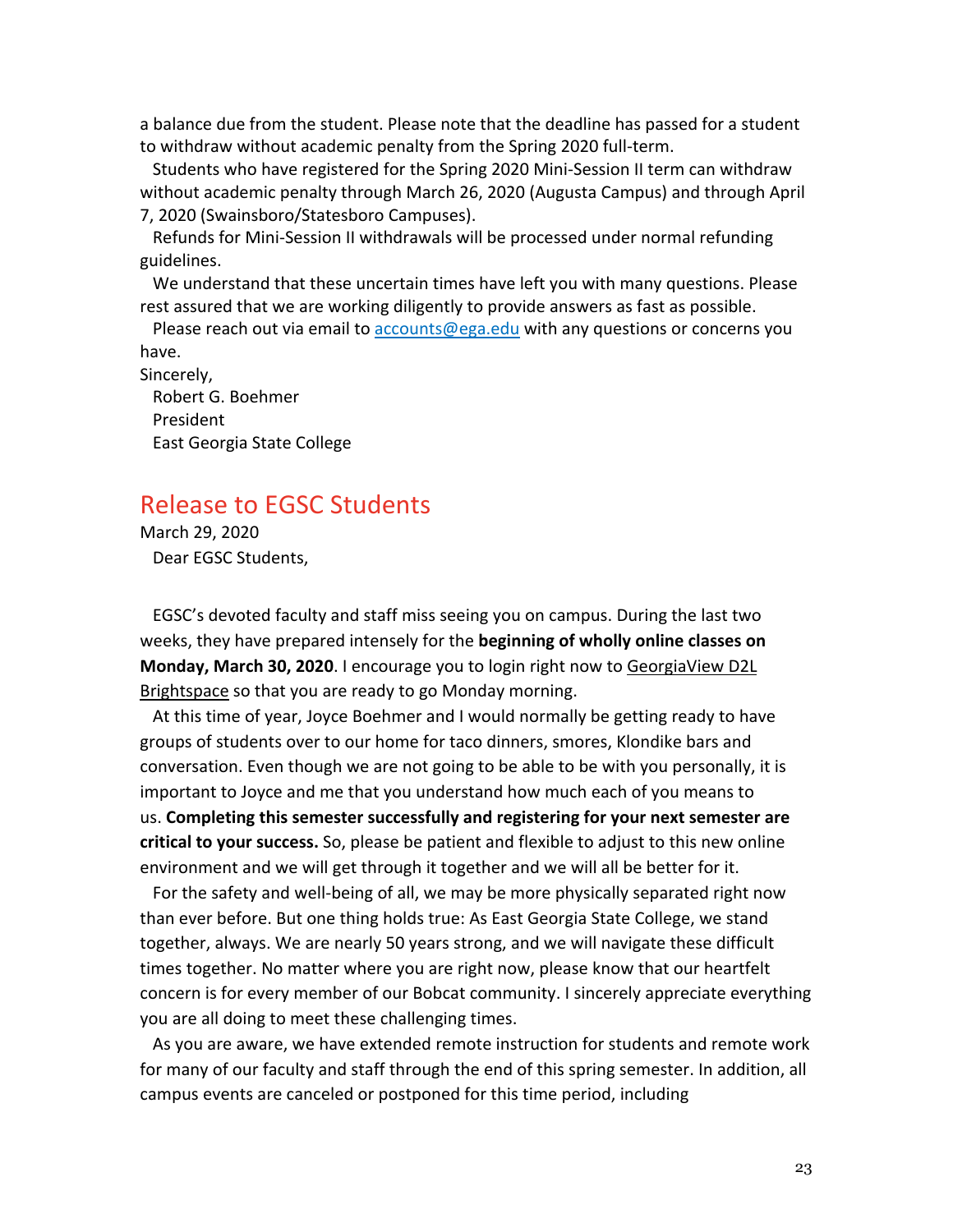a balance due from the student. Please note that the deadline has passed for a student to withdraw without academic penalty from the Spring 2020 full-term.

Students who have registered for the Spring 2020 Mini-Session II term can withdraw without academic penalty through March 26, 2020 (Augusta Campus) and through April 7, 2020 (Swainsboro/Statesboro Campuses).

Refunds for Mini-Session II withdrawals will be processed under normal refunding guidelines.

We understand that these uncertain times have left you with many questions. Please rest assured that we are working diligently to provide answers as fast as possible.

Please reach out via email to accounts@ega.edu with any questions or concerns you have.

Sincerely,
Robert G. Boehmer
President
East Georgia State College

## Release to EGSC Students

March 29, 2020

Dear EGSC Students,

EGSC's devoted faculty and staff miss seeing you on campus. During the last two weeks, they have prepared intensely for the **beginning of wholly online classes on Monday, March 30, 2020**. I encourage you to login right now to GeorgiaView D2L Brightspace so that you are ready to go Monday morning.

At this time of year, Joyce Boehmer and I would normally be getting ready to have groups of students over to our home for taco dinners, smores, Klondike bars and conversation. Even though we are not going to be able to be with you personally, it is important to Joyce and me that you understand how much each of you means to us. **Completing this semester successfully and registering for your next semester are critical to your success.** So, please be patient and flexible to adjust to this new online environment and we will get through it together and we will all be better for it.

For the safety and well-being of all, we may be more physically separated right now than ever before. But one thing holds true: As East Georgia State College, we stand together, always. We are nearly 50 years strong, and we will navigate these difficult times together. No matter where you are right now, please know that our heartfelt concern is for every member of our Bobcat community. I sincerely appreciate everything you are all doing to meet these challenging times.

As you are aware, we have extended remote instruction for students and remote work for many of our faculty and staff through the end of this spring semester. In addition, all campus events are canceled or postponed for this time period, including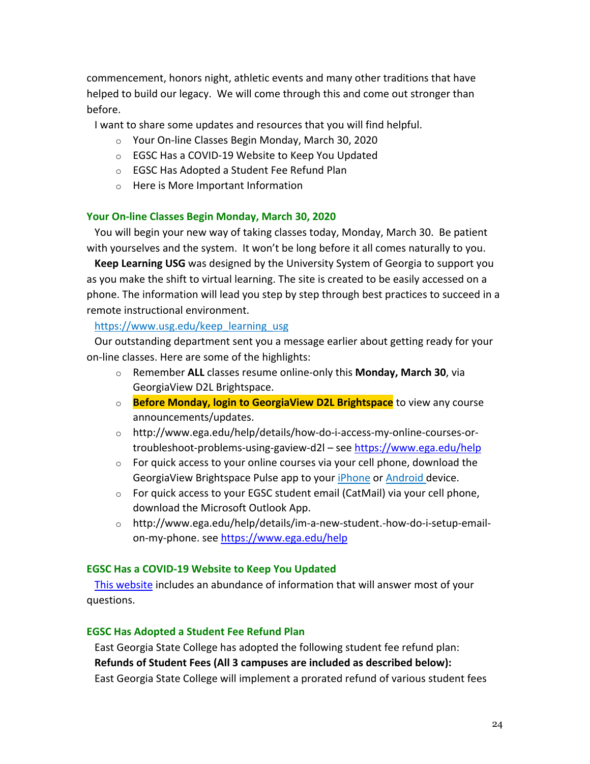commencement, honors night, athletic events and many other traditions that have helped to build our legacy. We will come through this and come out stronger than before.

I want to share some updates and resources that you will find helpful.

- Your On-line Classes Begin Monday, March 30, 2020
- EGSC Has a COVID-19 Website to Keep You Updated
- EGSC Has Adopted a Student Fee Refund Plan
- Here is More Important Information

### Your On-line Classes Begin Monday, March 30, 2020

You will begin your new way of taking classes today, Monday, March 30. Be patient with yourselves and the system. It won't be long before it all comes naturally to you.

**Keep Learning USG** was designed by the University System of Georgia to support you as you make the shift to virtual learning. The site is created to be easily accessed on a phone. The information will lead you step by step through best practices to succeed in a remote instructional environment.

https://www.usg.edu/keep_learning_usg

Our outstanding department sent you a message earlier about getting ready for your on-line classes. Here are some of the highlights:

- Remember **ALL** classes resume online-only this **Monday, March 30**, via GeorgiaView D2L Brightspace.
- **Before Monday, login to GeorgiaView D2L Brightspace** to view any course announcements/updates.
- http://www.ega.edu/help/details/how-do-i-access-my-online-courses-or-troubleshoot-problems-using-gaview-d2l – see https://www.ega.edu/help
- For quick access to your online courses via your cell phone, download the GeorgiaView Brightspace Pulse app to your iPhone or Android device.
- For quick access to your EGSC student email (CatMail) via your cell phone, download the Microsoft Outlook App.
- http://www.ega.edu/help/details/im-a-new-student.-how-do-i-setup-email-on-my-phone. see https://www.ega.edu/help

### EGSC Has a COVID-19 Website to Keep You Updated

This website includes an abundance of information that will answer most of your questions.

### EGSC Has Adopted a Student Fee Refund Plan

East Georgia State College has adopted the following student fee refund plan:

**Refunds of Student Fees (All 3 campuses are included as described below):**

East Georgia State College will implement a prorated refund of various student fees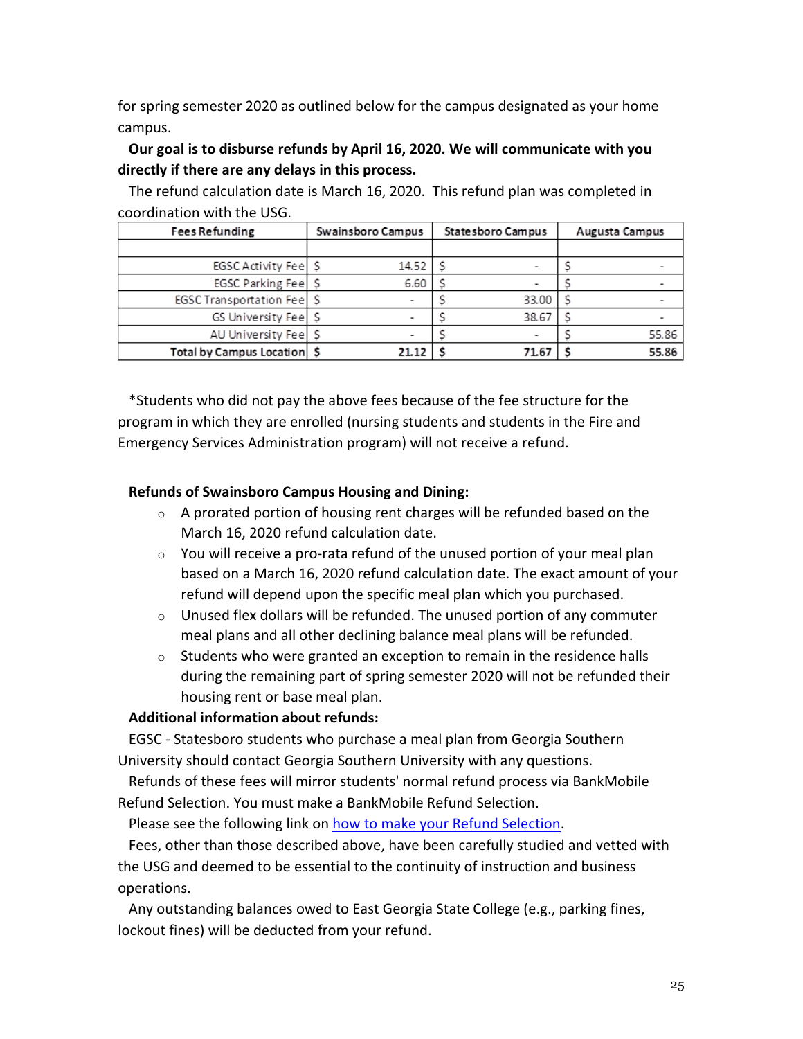for spring semester 2020 as outlined below for the campus designated as your home campus.

**Our goal is to disburse refunds by April 16, 2020. We will communicate with you directly if there are any delays in this process.**

The refund calculation date is March 16, 2020. This refund plan was completed in coordination with the USG.

| Fees Refunding | Swainsboro Campus | Statesboro Campus | Augusta Campus |
|---|---|---|---|
| | | | |
| EGSC Activity Fee | $ 14.52 | $ - | $ - |
| EGSC Parking Fee | $ 6.60 | $ - | $ - |
| EGSC Transportation Fee | $ - | $ 33.00 | $ - |
| GS University Fee | $ - | $ 38.67 | $ - |
| AU University Fee | $ - | $ - | $ 55.86 |
| **Total by Campus Location** | **$ 21.12** | **$ 71.67** | **$ 55.86** |

*Students who did not pay the above fees because of the fee structure for the program in which they are enrolled (nursing students and students in the Fire and Emergency Services Administration program) will not receive a refund.

**Refunds of Swainsboro Campus Housing and Dining:**

- A prorated portion of housing rent charges will be refunded based on the March 16, 2020 refund calculation date.
- You will receive a pro-rata refund of the unused portion of your meal plan based on a March 16, 2020 refund calculation date. The exact amount of your refund will depend upon the specific meal plan which you purchased.
- Unused flex dollars will be refunded. The unused portion of any commuter meal plans and all other declining balance meal plans will be refunded.
- Students who were granted an exception to remain in the residence halls during the remaining part of spring semester 2020 will not be refunded their housing rent or base meal plan.

**Additional information about refunds:**

EGSC - Statesboro students who purchase a meal plan from Georgia Southern University should contact Georgia Southern University with any questions.

Refunds of these fees will mirror students' normal refund process via BankMobile Refund Selection. You must make a BankMobile Refund Selection.

Please see the following link on how to make your Refund Selection.

Fees, other than those described above, have been carefully studied and vetted with the USG and deemed to be essential to the continuity of instruction and business operations.

Any outstanding balances owed to East Georgia State College (e.g., parking fines, lockout fines) will be deducted from your refund.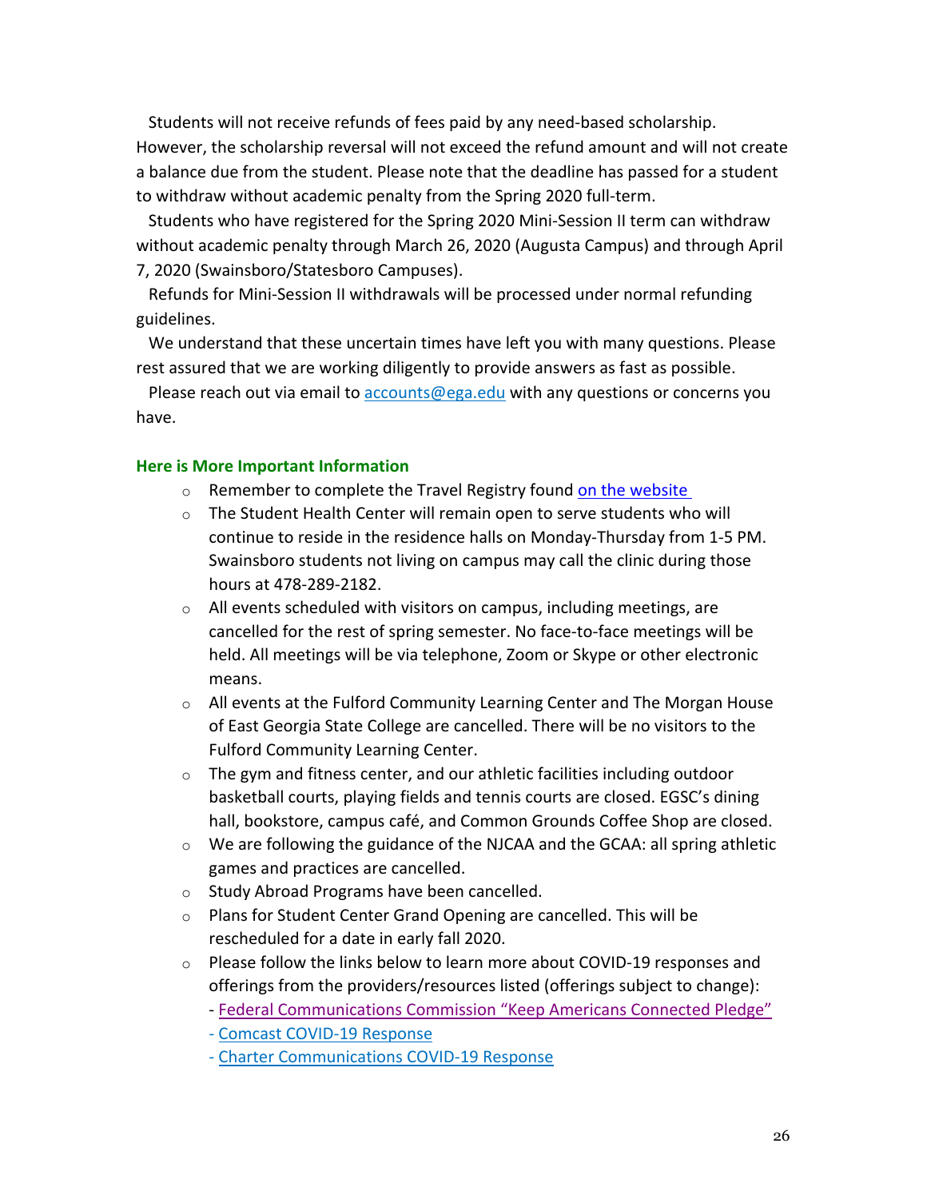Students will not receive refunds of fees paid by any need-based scholarship. However, the scholarship reversal will not exceed the refund amount and will not create a balance due from the student. Please note that the deadline has passed for a student to withdraw without academic penalty from the Spring 2020 full-term.

Students who have registered for the Spring 2020 Mini-Session II term can withdraw without academic penalty through March 26, 2020 (Augusta Campus) and through April 7, 2020 (Swainsboro/Statesboro Campuses).

Refunds for Mini-Session II withdrawals will be processed under normal refunding guidelines.

We understand that these uncertain times have left you with many questions. Please rest assured that we are working diligently to provide answers as fast as possible.

Please reach out via email to accounts@ega.edu with any questions or concerns you have.

**Here is More Important Information**

- Remember to complete the Travel Registry found on the website
- The Student Health Center will remain open to serve students who will continue to reside in the residence halls on Monday-Thursday from 1-5 PM. Swainsboro students not living on campus may call the clinic during those hours at 478-289-2182.
- All events scheduled with visitors on campus, including meetings, are cancelled for the rest of spring semester. No face-to-face meetings will be held. All meetings will be via telephone, Zoom or Skype or other electronic means.
- All events at the Fulford Community Learning Center and The Morgan House of East Georgia State College are cancelled. There will be no visitors to the Fulford Community Learning Center.
- The gym and fitness center, and our athletic facilities including outdoor basketball courts, playing fields and tennis courts are closed. EGSC's dining hall, bookstore, campus café, and Common Grounds Coffee Shop are closed.
- We are following the guidance of the NJCAA and the GCAA: all spring athletic games and practices are cancelled.
- Study Abroad Programs have been cancelled.
- Plans for Student Center Grand Opening are cancelled. This will be rescheduled for a date in early fall 2020.
- Please follow the links below to learn more about COVID-19 responses and offerings from the providers/resources listed (offerings subject to change):
  - Federal Communications Commission "Keep Americans Connected Pledge"
  - Comcast COVID-19 Response
  - Charter Communications COVID-19 Response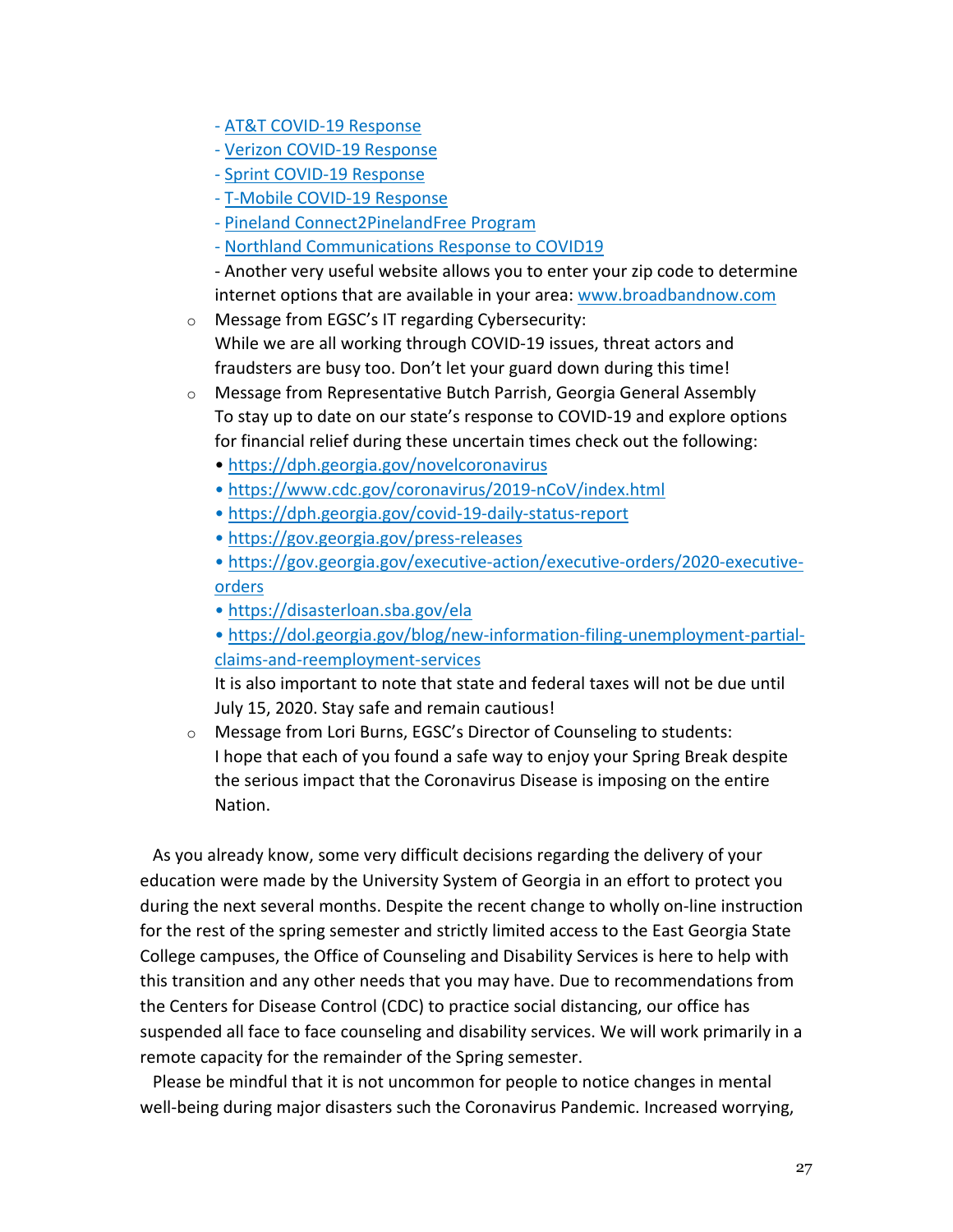- AT&T COVID-19 Response
  - Verizon COVID-19 Response
  - Sprint COVID-19 Response
  - T-Mobile COVID-19 Response
  - Pineland Connect2PinelandFree Program
  - Northland Communications Response to COVID19
  - Another very useful website allows you to enter your zip code to determine internet options that are available in your area: www.broadbandnow.com

- Message from EGSC's IT regarding Cybersecurity:
  While we are all working through COVID-19 issues, threat actors and fraudsters are busy too. Don't let your guard down during this time!
- Message from Representative Butch Parrish, Georgia General Assembly
  To stay up to date on our state's response to COVID-19 and explore options for financial relief during these uncertain times check out the following:
  - https://dph.georgia.gov/novelcoronavirus
  - https://www.cdc.gov/coronavirus/2019-nCoV/index.html
  - https://dph.georgia.gov/covid-19-daily-status-report
  - https://gov.georgia.gov/press-releases
  - https://gov.georgia.gov/executive-action/executive-orders/2020-executive-orders
  - https://disasterloan.sba.gov/ela
  - https://dol.georgia.gov/blog/new-information-filing-unemployment-partial-claims-and-reemployment-services

  It is also important to note that state and federal taxes will not be due until July 15, 2020. Stay safe and remain cautious!
- Message from Lori Burns, EGSC's Director of Counseling to students:
  I hope that each of you found a safe way to enjoy your Spring Break despite the serious impact that the Coronavirus Disease is imposing on the entire Nation.

As you already know, some very difficult decisions regarding the delivery of your education were made by the University System of Georgia in an effort to protect you during the next several months. Despite the recent change to wholly on-line instruction for the rest of the spring semester and strictly limited access to the East Georgia State College campuses, the Office of Counseling and Disability Services is here to help with this transition and any other needs that you may have. Due to recommendations from the Centers for Disease Control (CDC) to practice social distancing, our office has suspended all face to face counseling and disability services. We will work primarily in a remote capacity for the remainder of the Spring semester.

Please be mindful that it is not uncommon for people to notice changes in mental well-being during major disasters such the Coronavirus Pandemic. Increased worrying,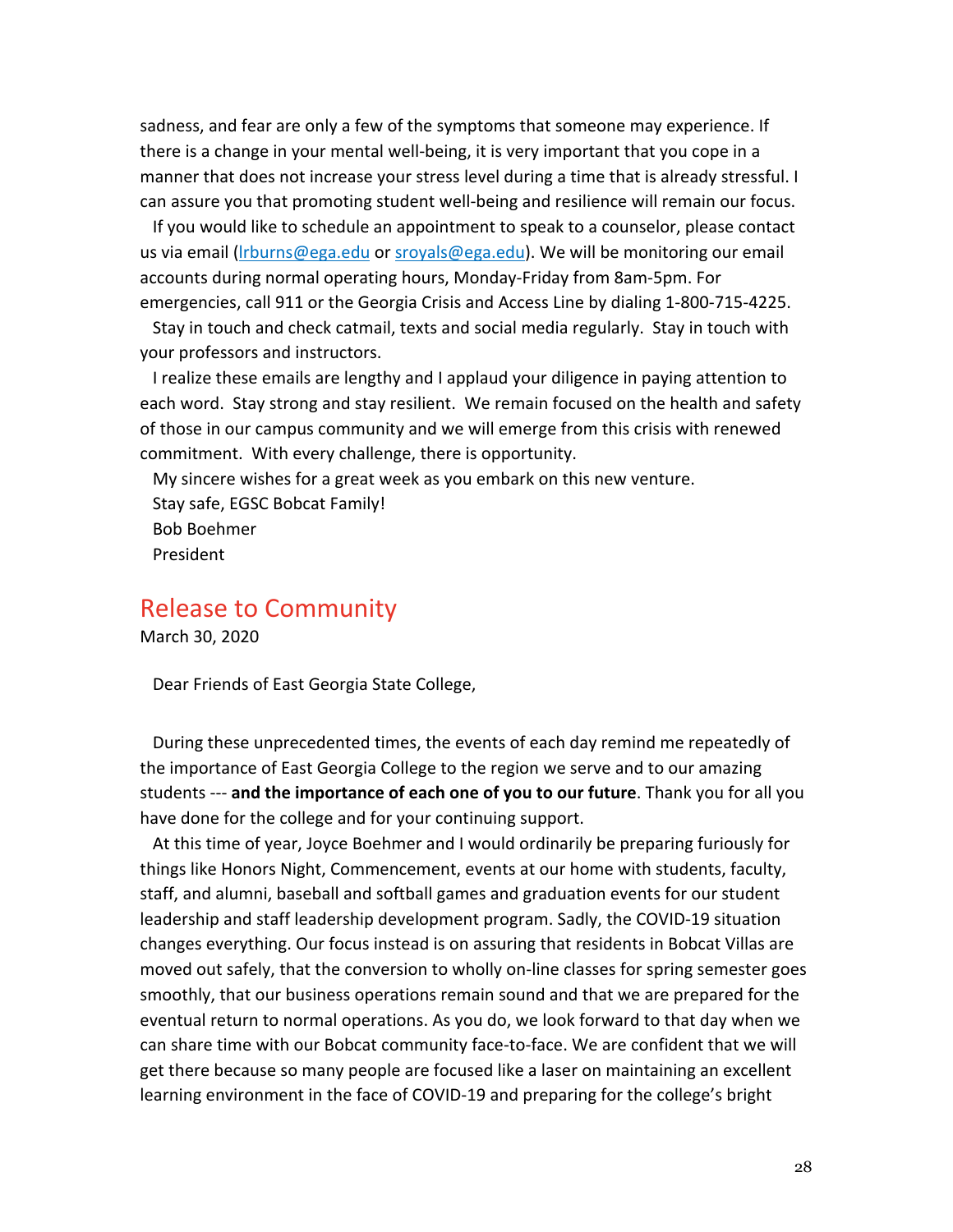sadness, and fear are only a few of the symptoms that someone may experience. If there is a change in your mental well-being, it is very important that you cope in a manner that does not increase your stress level during a time that is already stressful. I can assure you that promoting student well-being and resilience will remain our focus.

If you would like to schedule an appointment to speak to a counselor, please contact us via email (lrburns@ega.edu or sroyals@ega.edu). We will be monitoring our email accounts during normal operating hours, Monday-Friday from 8am-5pm. For emergencies, call 911 or the Georgia Crisis and Access Line by dialing 1-800-715-4225.

Stay in touch and check catmail, texts and social media regularly. Stay in touch with your professors and instructors.

I realize these emails are lengthy and I applaud your diligence in paying attention to each word. Stay strong and stay resilient. We remain focused on the health and safety of those in our campus community and we will emerge from this crisis with renewed commitment. With every challenge, there is opportunity.

My sincere wishes for a great week as you embark on this new venture.

Stay safe, EGSC Bobcat Family!

Bob Boehmer

President

## Release to Community

March 30, 2020

Dear Friends of East Georgia State College,

During these unprecedented times, the events of each day remind me repeatedly of the importance of East Georgia College to the region we serve and to our amazing students --- **and the importance of each one of you to our future**. Thank you for all you have done for the college and for your continuing support.

At this time of year, Joyce Boehmer and I would ordinarily be preparing furiously for things like Honors Night, Commencement, events at our home with students, faculty, staff, and alumni, baseball and softball games and graduation events for our student leadership and staff leadership development program. Sadly, the COVID-19 situation changes everything. Our focus instead is on assuring that residents in Bobcat Villas are moved out safely, that the conversion to wholly on-line classes for spring semester goes smoothly, that our business operations remain sound and that we are prepared for the eventual return to normal operations. As you do, we look forward to that day when we can share time with our Bobcat community face-to-face. We are confident that we will get there because so many people are focused like a laser on maintaining an excellent learning environment in the face of COVID-19 and preparing for the college's bright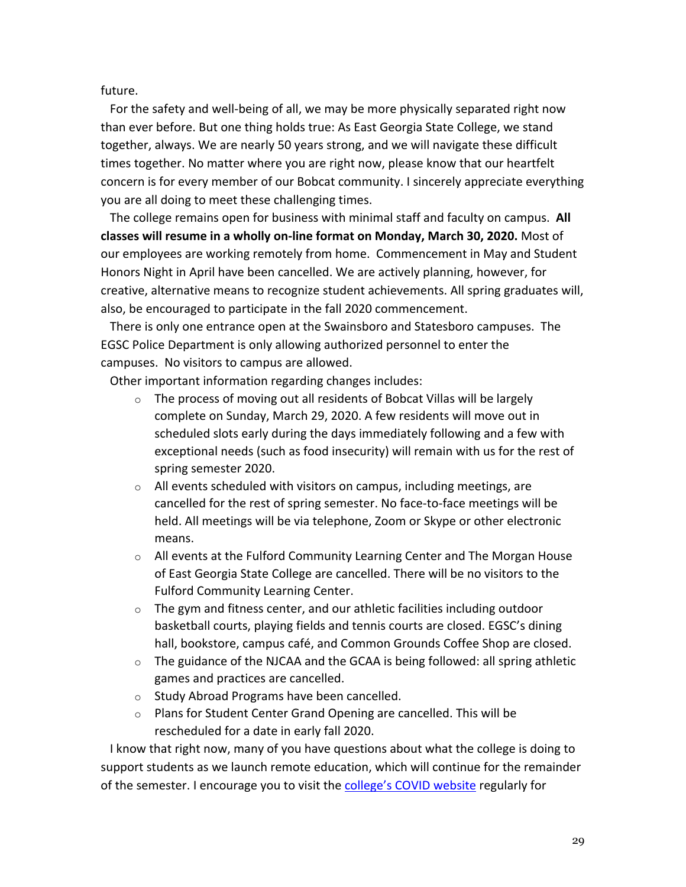future.

For the safety and well-being of all, we may be more physically separated right now than ever before. But one thing holds true: As East Georgia State College, we stand together, always. We are nearly 50 years strong, and we will navigate these difficult times together. No matter where you are right now, please know that our heartfelt concern is for every member of our Bobcat community. I sincerely appreciate everything you are all doing to meet these challenging times.

The college remains open for business with minimal staff and faculty on campus. **All classes will resume in a wholly on-line format on Monday, March 30, 2020.** Most of our employees are working remotely from home. Commencement in May and Student Honors Night in April have been cancelled. We are actively planning, however, for creative, alternative means to recognize student achievements. All spring graduates will, also, be encouraged to participate in the fall 2020 commencement.

There is only one entrance open at the Swainsboro and Statesboro campuses. The EGSC Police Department is only allowing authorized personnel to enter the campuses. No visitors to campus are allowed.

Other important information regarding changes includes:

- The process of moving out all residents of Bobcat Villas will be largely complete on Sunday, March 29, 2020. A few residents will move out in scheduled slots early during the days immediately following and a few with exceptional needs (such as food insecurity) will remain with us for the rest of spring semester 2020.
- All events scheduled with visitors on campus, including meetings, are cancelled for the rest of spring semester. No face-to-face meetings will be held. All meetings will be via telephone, Zoom or Skype or other electronic means.
- All events at the Fulford Community Learning Center and The Morgan House of East Georgia State College are cancelled. There will be no visitors to the Fulford Community Learning Center.
- The gym and fitness center, and our athletic facilities including outdoor basketball courts, playing fields and tennis courts are closed. EGSC's dining hall, bookstore, campus café, and Common Grounds Coffee Shop are closed.
- The guidance of the NJCAA and the GCAA is being followed: all spring athletic games and practices are cancelled.
- Study Abroad Programs have been cancelled.
- Plans for Student Center Grand Opening are cancelled. This will be rescheduled for a date in early fall 2020.

I know that right now, many of you have questions about what the college is doing to support students as we launch remote education, which will continue for the remainder of the semester. I encourage you to visit the college's COVID website regularly for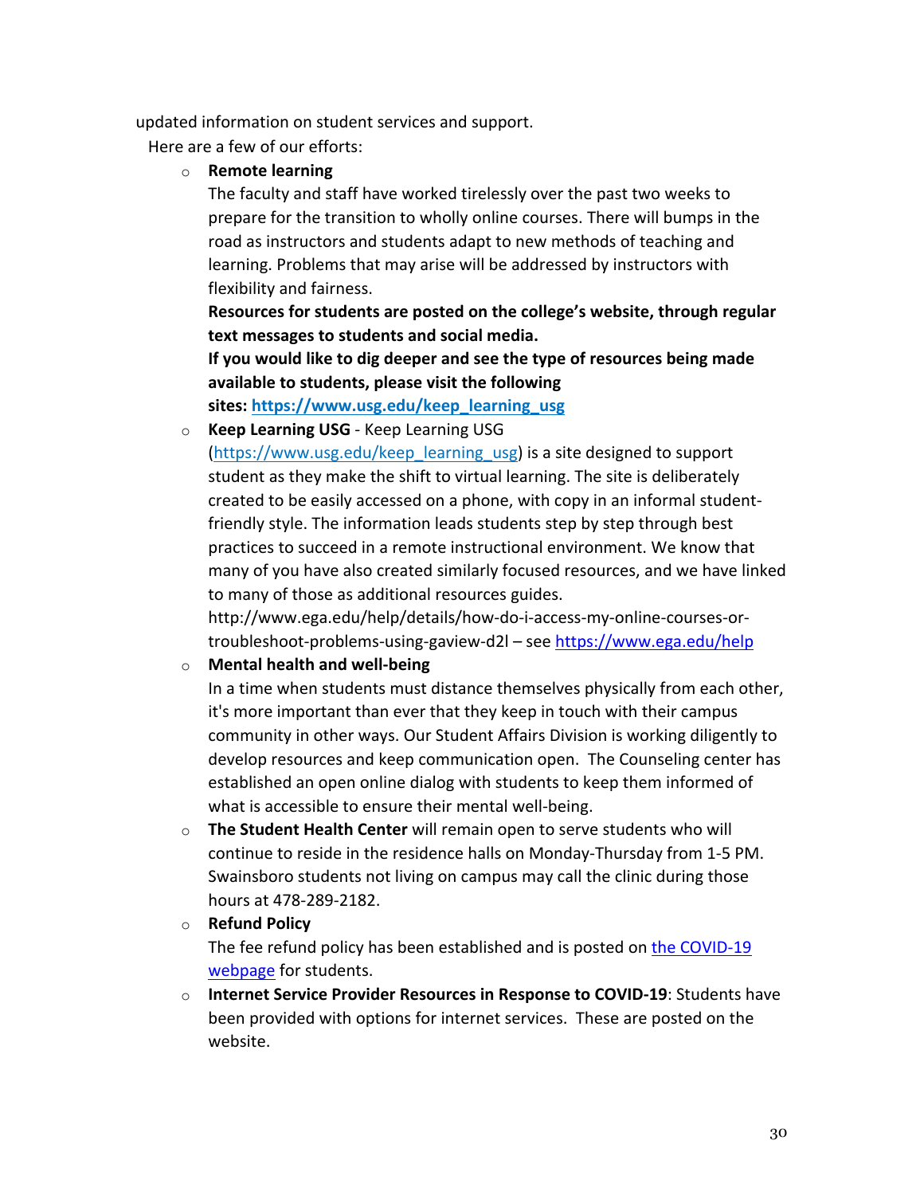updated information on student services and support.

Here are a few of our efforts:

- **Remote learning**
  The faculty and staff have worked tirelessly over the past two weeks to prepare for the transition to wholly online courses. There will bumps in the road as instructors and students adapt to new methods of teaching and learning. Problems that may arise will be addressed by instructors with flexibility and fairness.
  **Resources for students are posted on the college's website, through regular text messages to students and social media.**
  **If you would like to dig deeper and see the type of resources being made available to students, please visit the following sites: [https://www.usg.edu/keep_learning_usg](https://www.usg.edu/keep_learning_usg)**
- **Keep Learning USG** - Keep Learning USG ([https://www.usg.edu/keep_learning_usg](https://www.usg.edu/keep_learning_usg)) is a site designed to support student as they make the shift to virtual learning. The site is deliberately created to be easily accessed on a phone, with copy in an informal student-friendly style. The information leads students step by step through best practices to succeed in a remote instructional environment. We know that many of you have also created similarly focused resources, and we have linked to many of those as additional resources guides.
  http://www.ega.edu/help/details/how-do-i-access-my-online-courses-or-troubleshoot-problems-using-gaview-d2l – see [https://www.ega.edu/help](https://www.ega.edu/help)
- **Mental health and well-being**
  In a time when students must distance themselves physically from each other, it's more important than ever that they keep in touch with their campus community in other ways. Our Student Affairs Division is working diligently to develop resources and keep communication open. The Counseling center has established an open online dialog with students to keep them informed of what is accessible to ensure their mental well-being.
- **The Student Health Center** will remain open to serve students who will continue to reside in the residence halls on Monday-Thursday from 1-5 PM. Swainsboro students not living on campus may call the clinic during those hours at 478-289-2182.
- **Refund Policy**
  The fee refund policy has been established and is posted on the COVID-19 webpage for students.
- **Internet Service Provider Resources in Response to COVID-19**: Students have been provided with options for internet services. These are posted on the website.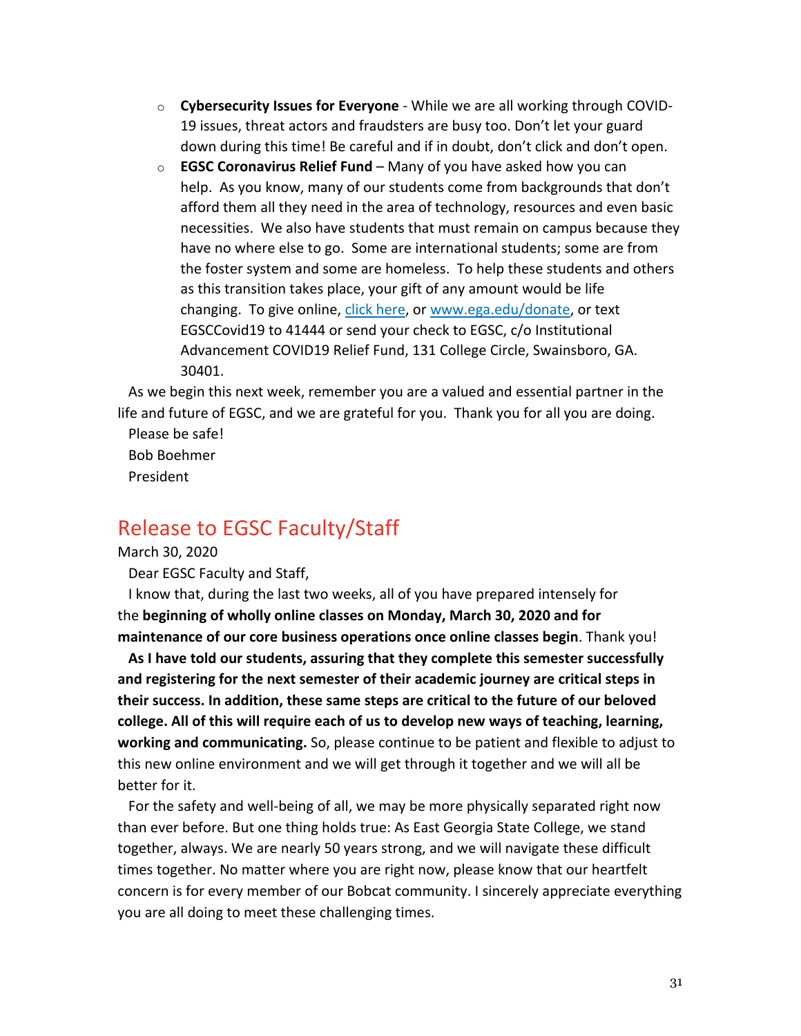- **Cybersecurity Issues for Everyone** - While we are all working through COVID-19 issues, threat actors and fraudsters are busy too. Don't let your guard down during this time! Be careful and if in doubt, don't click and don't open.
- **EGSC Coronavirus Relief Fund** – Many of you have asked how you can help. As you know, many of our students come from backgrounds that don't afford them all they need in the area of technology, resources and even basic necessities. We also have students that must remain on campus because they have no where else to go. Some are international students; some are from the foster system and some are homeless. To help these students and others as this transition takes place, your gift of any amount would be life changing. To give online, click here, or www.ega.edu/donate, or text EGSCCovid19 to 41444 or send your check to EGSC, c/o Institutional Advancement COVID19 Relief Fund, 131 College Circle, Swainsboro, GA. 30401.

As we begin this next week, remember you are a valued and essential partner in the life and future of EGSC, and we are grateful for you. Thank you for all you are doing.

Please be safe!

Bob Boehmer

President

## Release to EGSC Faculty/Staff

March 30, 2020

Dear EGSC Faculty and Staff,

I know that, during the last two weeks, all of you have prepared intensely for the **beginning of wholly online classes on Monday, March 30, 2020 and for maintenance of our core business operations once online classes begin**. Thank you!

**As I have told our students, assuring that they complete this semester successfully and registering for the next semester of their academic journey are critical steps in their success. In addition, these same steps are critical to the future of our beloved college. All of this will require each of us to develop new ways of teaching, learning, working and communicating.** So, please continue to be patient and flexible to adjust to this new online environment and we will get through it together and we will all be better for it.

For the safety and well-being of all, we may be more physically separated right now than ever before. But one thing holds true: As East Georgia State College, we stand together, always. We are nearly 50 years strong, and we will navigate these difficult times together. No matter where you are right now, please know that our heartfelt concern is for every member of our Bobcat community. I sincerely appreciate everything you are all doing to meet these challenging times.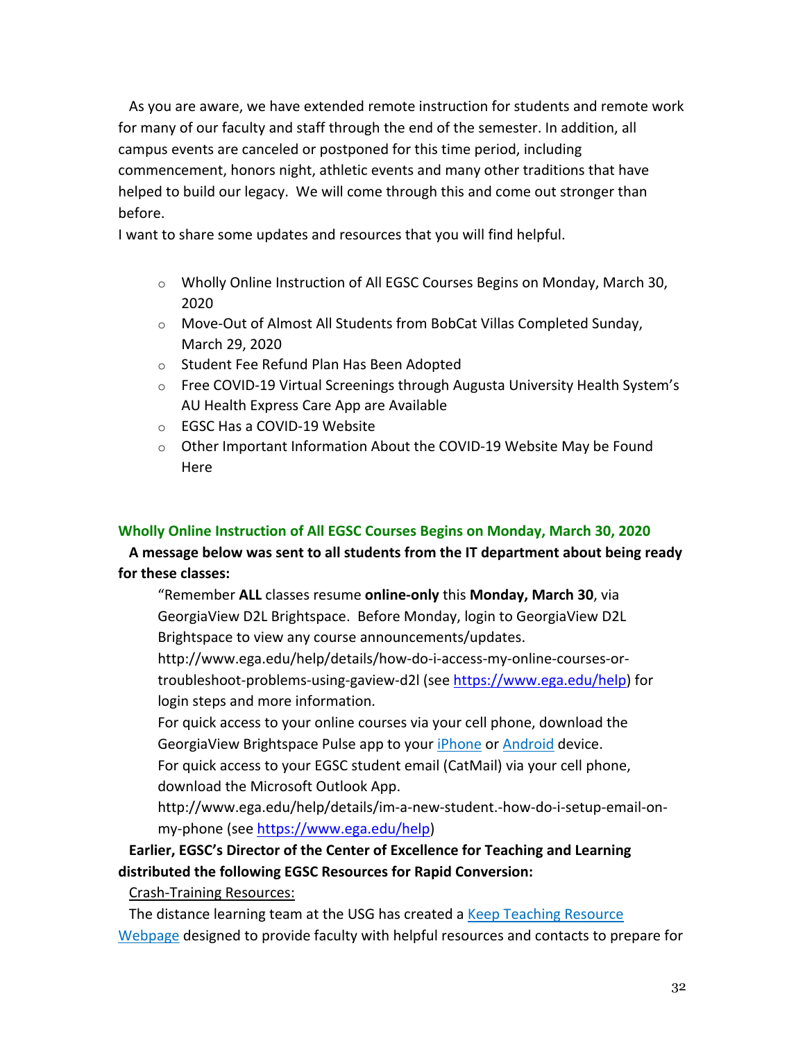As you are aware, we have extended remote instruction for students and remote work for many of our faculty and staff through the end of the semester. In addition, all campus events are canceled or postponed for this time period, including commencement, honors night, athletic events and many other traditions that have helped to build our legacy. We will come through this and come out stronger than before.

I want to share some updates and resources that you will find helpful.

- Wholly Online Instruction of All EGSC Courses Begins on Monday, March 30, 2020
- Move-Out of Almost All Students from BobCat Villas Completed Sunday, March 29, 2020
- Student Fee Refund Plan Has Been Adopted
- Free COVID-19 Virtual Screenings through Augusta University Health System's AU Health Express Care App are Available
- EGSC Has a COVID-19 Website
- Other Important Information About the COVID-19 Website May be Found Here

### Wholly Online Instruction of All EGSC Courses Begins on Monday, March 30, 2020

**A message below was sent to all students from the IT department about being ready for these classes:**

> "Remember **ALL** classes resume **online-only** this **Monday, March 30**, via GeorgiaView D2L Brightspace. Before Monday, login to GeorgiaView D2L Brightspace to view any course announcements/updates.
>
> http://www.ega.edu/help/details/how-do-i-access-my-online-courses-or-troubleshoot-problems-using-gaview-d2l (see https://www.ega.edu/help) for login steps and more information.
>
> For quick access to your online courses via your cell phone, download the GeorgiaView Brightspace Pulse app to your iPhone or Android device.
>
> For quick access to your EGSC student email (CatMail) via your cell phone, download the Microsoft Outlook App.
>
> http://www.ega.edu/help/details/im-a-new-student.-how-do-i-setup-email-on-my-phone (see https://www.ega.edu/help)

**Earlier, EGSC's Director of the Center of Excellence for Teaching and Learning distributed the following EGSC Resources for Rapid Conversion:**

<u>Crash-Training Resources:</u>

The distance learning team at the USG has created a Keep Teaching Resource Webpage designed to provide faculty with helpful resources and contacts to prepare for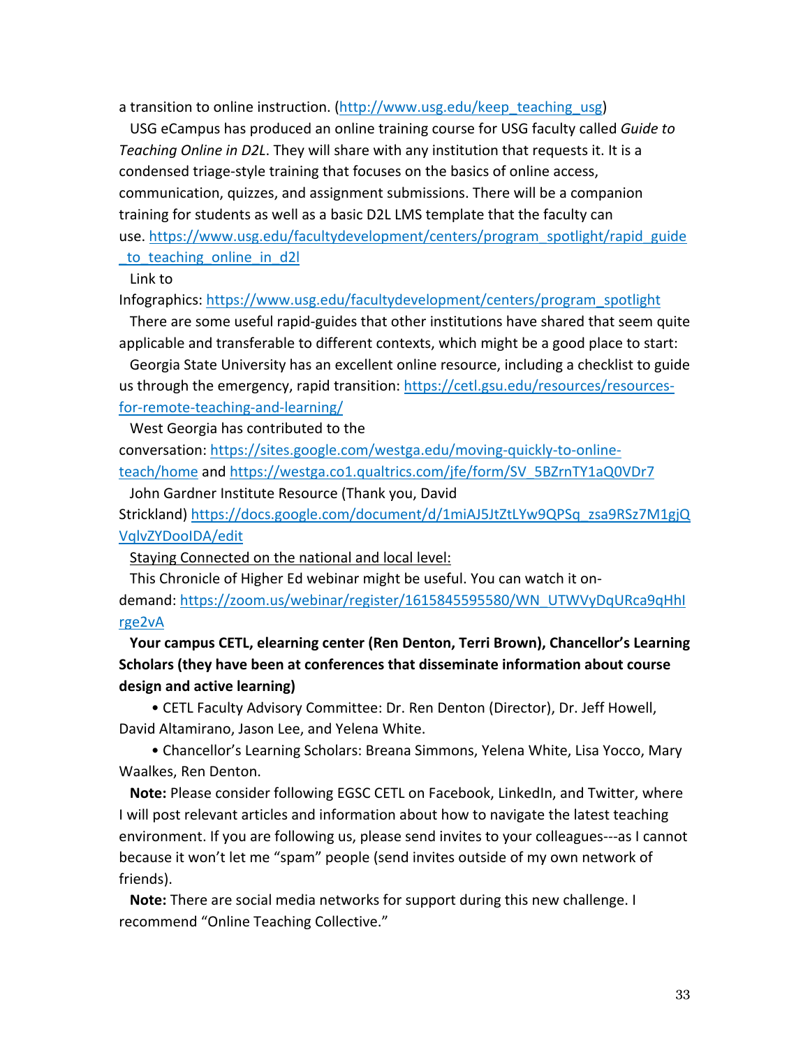a transition to online instruction. (http://www.usg.edu/keep_teaching_usg)

USG eCampus has produced an online training course for USG faculty called *Guide to Teaching Online in D2L*. They will share with any institution that requests it. It is a condensed triage-style training that focuses on the basics of online access, communication, quizzes, and assignment submissions. There will be a companion training for students as well as a basic D2L LMS template that the faculty can use. https://www.usg.edu/facultydevelopment/centers/program_spotlight/rapid_guide_to_teaching_online_in_d2l

Link to Infographics: https://www.usg.edu/facultydevelopment/centers/program_spotlight

There are some useful rapid-guides that other institutions have shared that seem quite applicable and transferable to different contexts, which might be a good place to start:

Georgia State University has an excellent online resource, including a checklist to guide us through the emergency, rapid transition: https://cetl.gsu.edu/resources/resources-for-remote-teaching-and-learning/

West Georgia has contributed to the conversation: https://sites.google.com/westga.edu/moving-quickly-to-online-teach/home and https://westga.co1.qualtrics.com/jfe/form/SV_5BZrnTY1aQ0VDr7

John Gardner Institute Resource (Thank you, David Strickland) https://docs.google.com/document/d/1miAJ5JtZtLYw9QPSq_zsa9RSz7M1gjQVqlvZYDooIDA/edit

Staying Connected on the national and local level:

This Chronicle of Higher Ed webinar might be useful. You can watch it on-demand: https://zoom.us/webinar/register/1615845595580/WN_UTWVyDqURca9qHhIrge2vA

**Your campus CETL, elearning center (Ren Denton, Terri Brown), Chancellor's Learning Scholars (they have been at conferences that disseminate information about course design and active learning)**

- CETL Faculty Advisory Committee: Dr. Ren Denton (Director), Dr. Jeff Howell, David Altamirano, Jason Lee, and Yelena White.
- Chancellor's Learning Scholars: Breana Simmons, Yelena White, Lisa Yocco, Mary Waalkes, Ren Denton.

**Note:** Please consider following EGSC CETL on Facebook, LinkedIn, and Twitter, where I will post relevant articles and information about how to navigate the latest teaching environment. If you are following us, please send invites to your colleagues---as I cannot because it won't let me "spam" people (send invites outside of my own network of friends).

**Note:** There are social media networks for support during this new challenge. I recommend "Online Teaching Collective."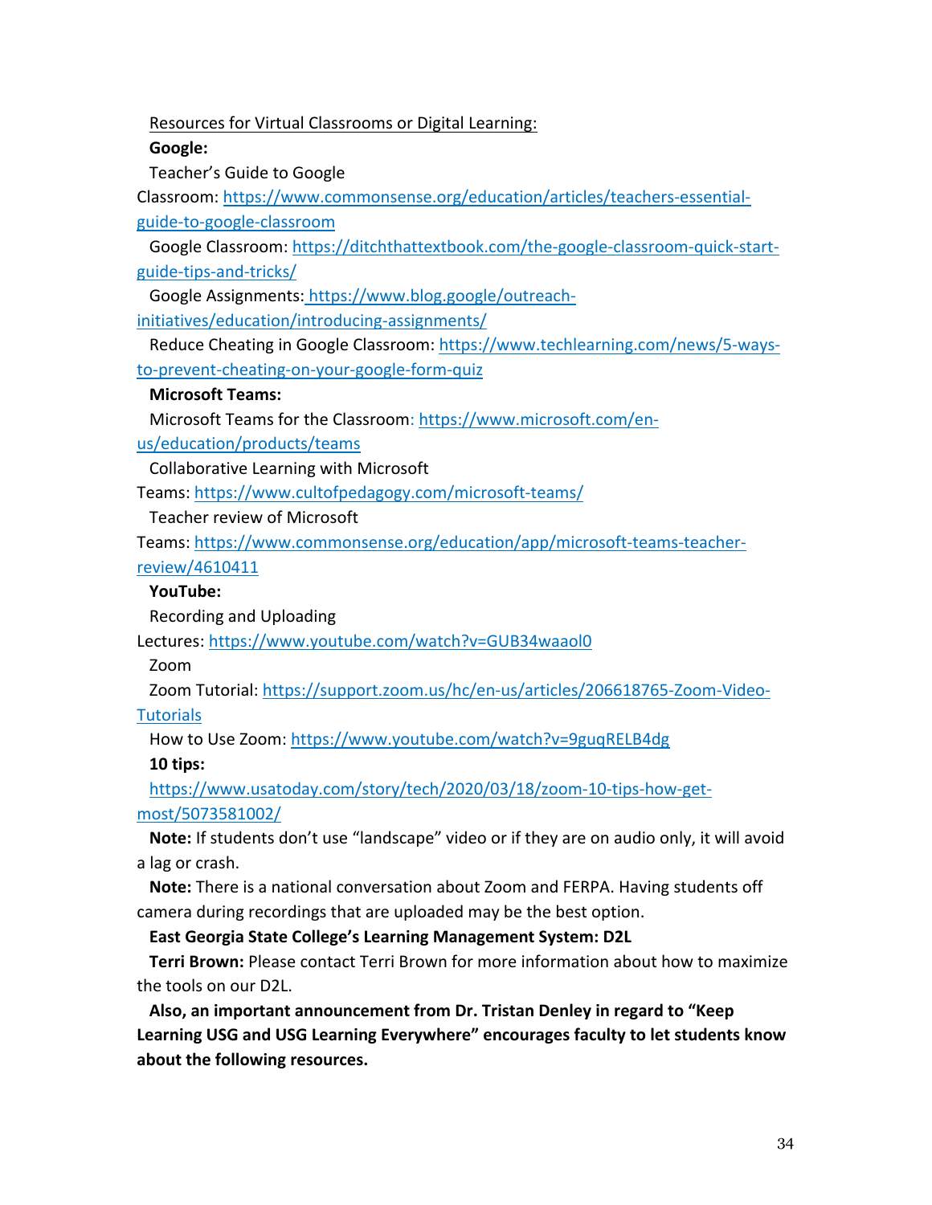Resources for Virtual Classrooms or Digital Learning:

**Google:**

Teacher's Guide to Google Classroom: https://www.commonsense.org/education/articles/teachers-essential-guide-to-google-classroom

Google Classroom: https://ditchthattextbook.com/the-google-classroom-quick-start-guide-tips-and-tricks/

Google Assignments: https://www.blog.google/outreach-initiatives/education/introducing-assignments/

Reduce Cheating in Google Classroom: https://www.techlearning.com/news/5-ways-to-prevent-cheating-on-your-google-form-quiz

**Microsoft Teams:**

Microsoft Teams for the Classroom: https://www.microsoft.com/en-us/education/products/teams

Collaborative Learning with Microsoft Teams: https://www.cultofpedagogy.com/microsoft-teams/

Teacher review of Microsoft Teams: https://www.commonsense.org/education/app/microsoft-teams-teacher-review/4610411

**YouTube:**

Recording and Uploading Lectures: https://www.youtube.com/watch?v=GUB34waaol0

Zoom

Zoom Tutorial: https://support.zoom.us/hc/en-us/articles/206618765-Zoom-Video-Tutorials

How to Use Zoom: https://www.youtube.com/watch?v=9guqRELB4dg

**10 tips:**

https://www.usatoday.com/story/tech/2020/03/18/zoom-10-tips-how-get-most/5073581002/

**Note:** If students don't use "landscape" video or if they are on audio only, it will avoid a lag or crash.

**Note:** There is a national conversation about Zoom and FERPA. Having students off camera during recordings that are uploaded may be the best option.

**East Georgia State College's Learning Management System: D2L**

**Terri Brown:** Please contact Terri Brown for more information about how to maximize the tools on our D2L.

**Also, an important announcement from Dr. Tristan Denley in regard to "Keep Learning USG and USG Learning Everywhere" encourages faculty to let students know about the following resources.**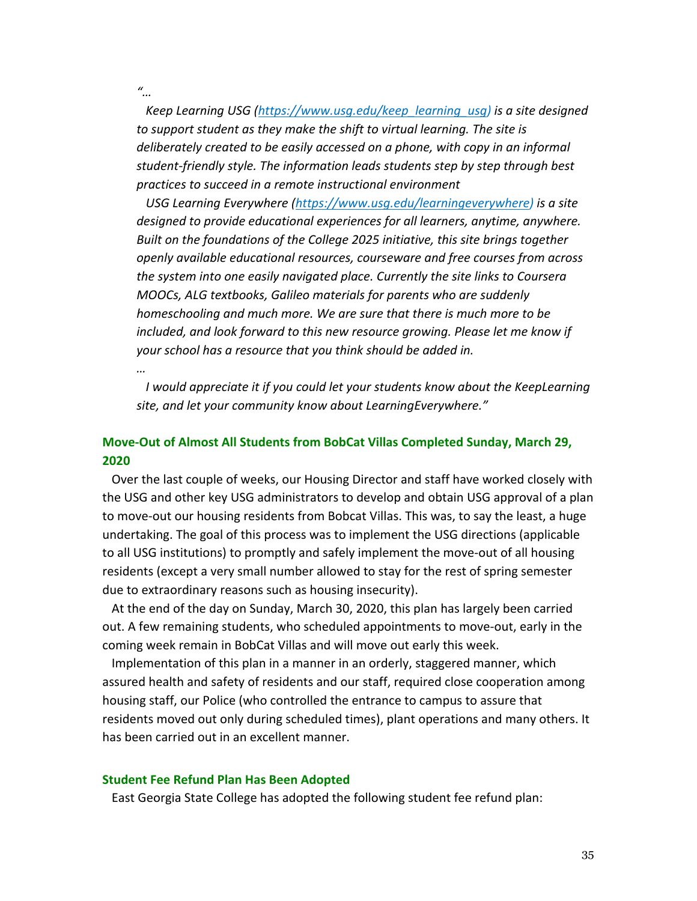*"…*

*Keep Learning USG ([https://www.usg.edu/keep_learning_usg](https://www.usg.edu/keep_learning_usg)) is a site designed to support student as they make the shift to virtual learning. The site is deliberately created to be easily accessed on a phone, with copy in an informal student-friendly style. The information leads students step by step through best practices to succeed in a remote instructional environment*

*USG Learning Everywhere ([https://www.usg.edu/learningeverywhere](https://www.usg.edu/learningeverywhere)) is a site designed to provide educational experiences for all learners, anytime, anywhere. Built on the foundations of the College 2025 initiative, this site brings together openly available educational resources, courseware and free courses from across the system into one easily navigated place. Currently the site links to Coursera MOOCs, ALG textbooks, Galileo materials for parents who are suddenly homeschooling and much more. We are sure that there is much more to be included, and look forward to this new resource growing. Please let me know if your school has a resource that you think should be added in.*

*…*

*I would appreciate it if you could let your students know about the KeepLearning site, and let your community know about LearningEverywhere."*

### Move-Out of Almost All Students from BobCat Villas Completed Sunday, March 29, 2020

Over the last couple of weeks, our Housing Director and staff have worked closely with the USG and other key USG administrators to develop and obtain USG approval of a plan to move-out our housing residents from Bobcat Villas. This was, to say the least, a huge undertaking. The goal of this process was to implement the USG directions (applicable to all USG institutions) to promptly and safely implement the move-out of all housing residents (except a very small number allowed to stay for the rest of spring semester due to extraordinary reasons such as housing insecurity).

At the end of the day on Sunday, March 30, 2020, this plan has largely been carried out. A few remaining students, who scheduled appointments to move-out, early in the coming week remain in BobCat Villas and will move out early this week.

Implementation of this plan in a manner in an orderly, staggered manner, which assured health and safety of residents and our staff, required close cooperation among housing staff, our Police (who controlled the entrance to campus to assure that residents moved out only during scheduled times), plant operations and many others. It has been carried out in an excellent manner.

### Student Fee Refund Plan Has Been Adopted

East Georgia State College has adopted the following student fee refund plan: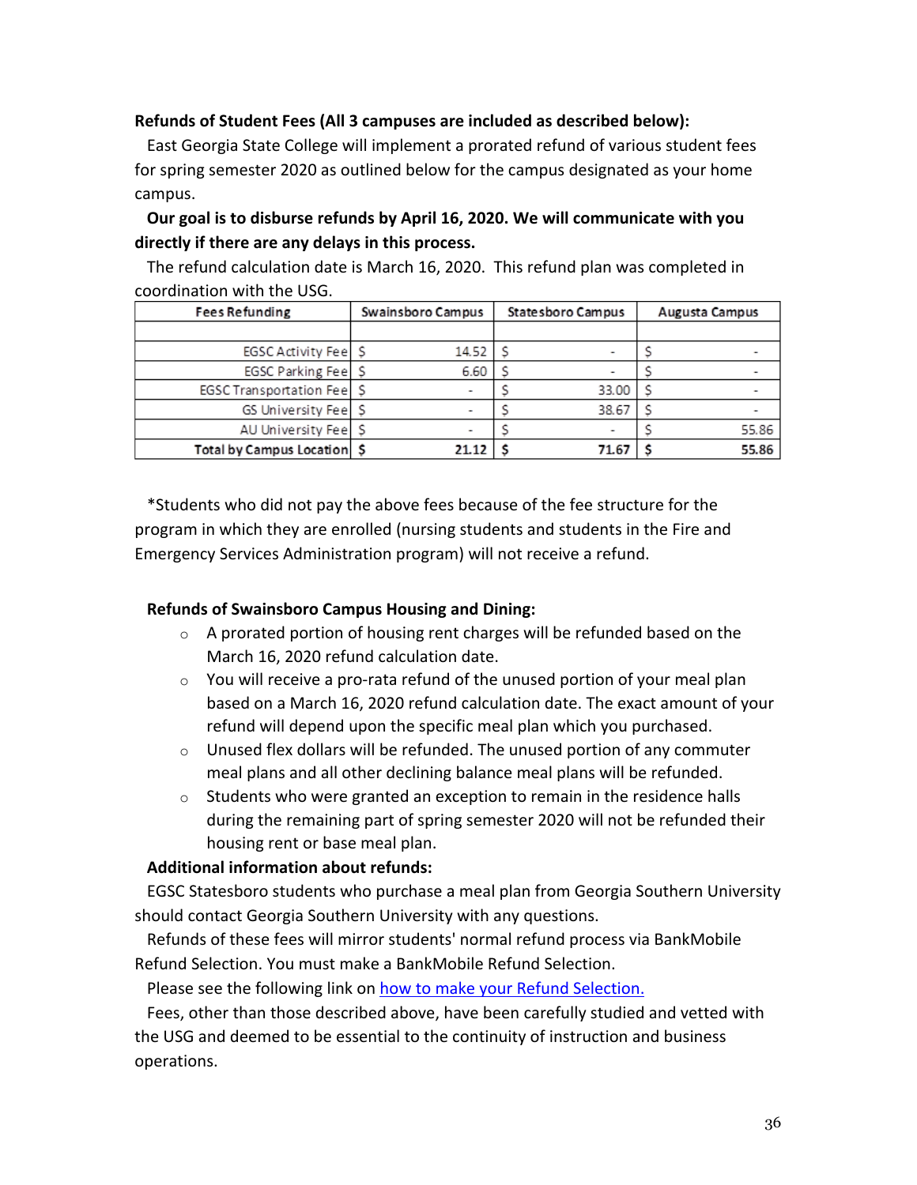**Refunds of Student Fees (All 3 campuses are included as described below):**

East Georgia State College will implement a prorated refund of various student fees for spring semester 2020 as outlined below for the campus designated as your home campus.

**Our goal is to disburse refunds by April 16, 2020. We will communicate with you directly if there are any delays in this process.**

The refund calculation date is March 16, 2020. This refund plan was completed in coordination with the USG.

| Fees Refunding | Swainsboro Campus | Statesboro Campus | Augusta Campus |
|---|---|---|---|
| | | | |
| EGSC Activity Fee | $ 14.52 | $ - | $ - |
| EGSC Parking Fee | $ 6.60 | $ - | $ - |
| EGSC Transportation Fee | $ - | $ 33.00 | $ - |
| GS University Fee | $ - | $ 38.67 | $ - |
| AU University Fee | $ - | $ - | $ 55.86 |
| **Total by Campus Location** | **$ 21.12** | **$ 71.67** | **$ 55.86** |

*Students who did not pay the above fees because of the fee structure for the program in which they are enrolled (nursing students and students in the Fire and Emergency Services Administration program) will not receive a refund.

**Refunds of Swainsboro Campus Housing and Dining:**

- A prorated portion of housing rent charges will be refunded based on the March 16, 2020 refund calculation date.
- You will receive a pro-rata refund of the unused portion of your meal plan based on a March 16, 2020 refund calculation date. The exact amount of your refund will depend upon the specific meal plan which you purchased.
- Unused flex dollars will be refunded. The unused portion of any commuter meal plans and all other declining balance meal plans will be refunded.
- Students who were granted an exception to remain in the residence halls during the remaining part of spring semester 2020 will not be refunded their housing rent or base meal plan.

**Additional information about refunds:**

EGSC Statesboro students who purchase a meal plan from Georgia Southern University should contact Georgia Southern University with any questions.

Refunds of these fees will mirror students' normal refund process via BankMobile Refund Selection. You must make a BankMobile Refund Selection.

Please see the following link on how to make your Refund Selection.

Fees, other than those described above, have been carefully studied and vetted with the USG and deemed to be essential to the continuity of instruction and business operations.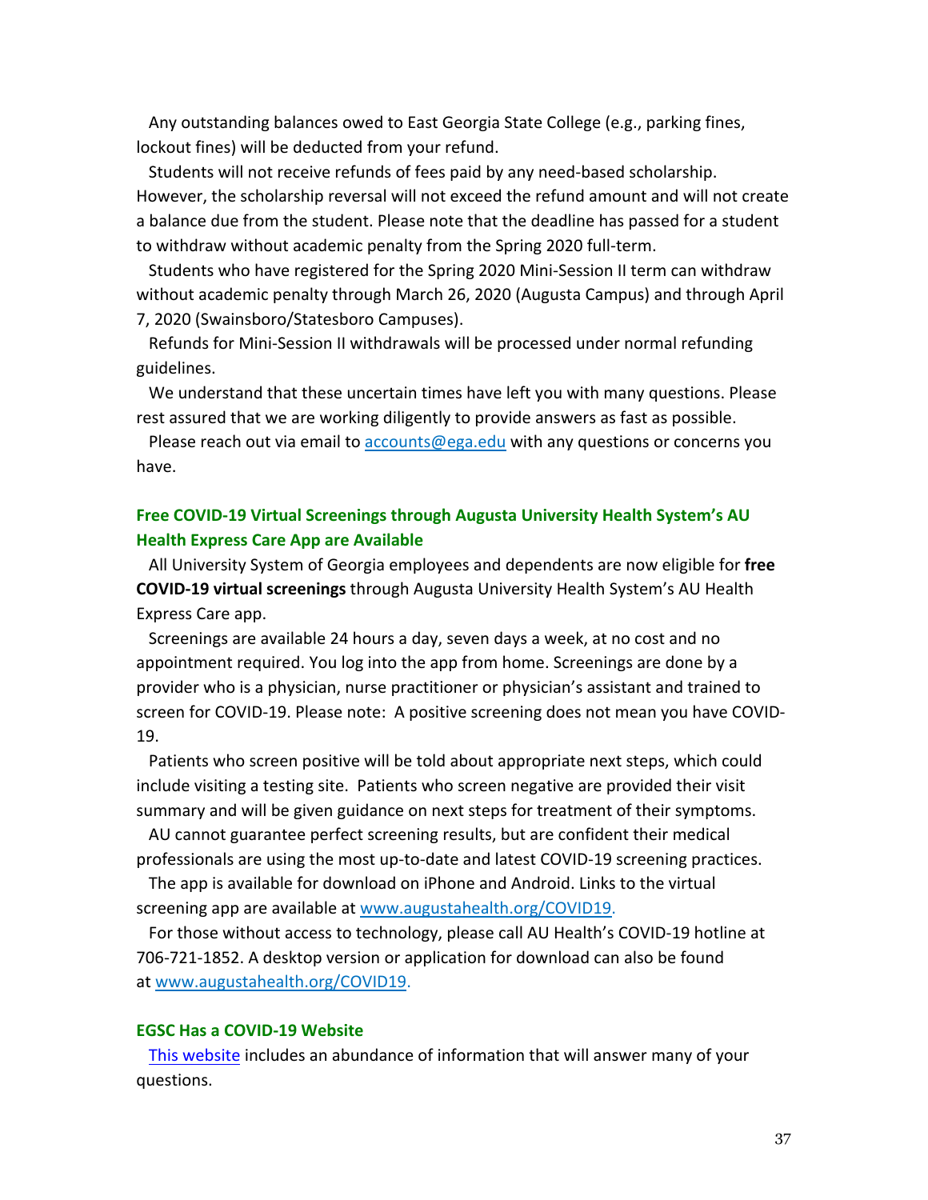Any outstanding balances owed to East Georgia State College (e.g., parking fines, lockout fines) will be deducted from your refund.

Students will not receive refunds of fees paid by any need-based scholarship. However, the scholarship reversal will not exceed the refund amount and will not create a balance due from the student. Please note that the deadline has passed for a student to withdraw without academic penalty from the Spring 2020 full-term.

Students who have registered for the Spring 2020 Mini-Session II term can withdraw without academic penalty through March 26, 2020 (Augusta Campus) and through April 7, 2020 (Swainsboro/Statesboro Campuses).

Refunds for Mini-Session II withdrawals will be processed under normal refunding guidelines.

We understand that these uncertain times have left you with many questions. Please rest assured that we are working diligently to provide answers as fast as possible.

Please reach out via email to [accounts@ega.edu](mailto:accounts@ega.edu) with any questions or concerns you have.

### Free COVID-19 Virtual Screenings through Augusta University Health System's AU Health Express Care App are Available

All University System of Georgia employees and dependents are now eligible for **free COVID-19 virtual screenings** through Augusta University Health System's AU Health Express Care app.

Screenings are available 24 hours a day, seven days a week, at no cost and no appointment required. You log into the app from home. Screenings are done by a provider who is a physician, nurse practitioner or physician's assistant and trained to screen for COVID-19. Please note: A positive screening does not mean you have COVID-19.

Patients who screen positive will be told about appropriate next steps, which could include visiting a testing site. Patients who screen negative are provided their visit summary and will be given guidance on next steps for treatment of their symptoms.

AU cannot guarantee perfect screening results, but are confident their medical professionals are using the most up-to-date and latest COVID-19 screening practices.

The app is available for download on iPhone and Android. Links to the virtual screening app are available at [www.augustahealth.org/COVID19](http://www.augustahealth.org/COVID19).

For those without access to technology, please call AU Health's COVID-19 hotline at 706-721-1852. A desktop version or application for download can also be found at [www.augustahealth.org/COVID19](http://www.augustahealth.org/COVID19).

### EGSC Has a COVID-19 Website

This website includes an abundance of information that will answer many of your questions.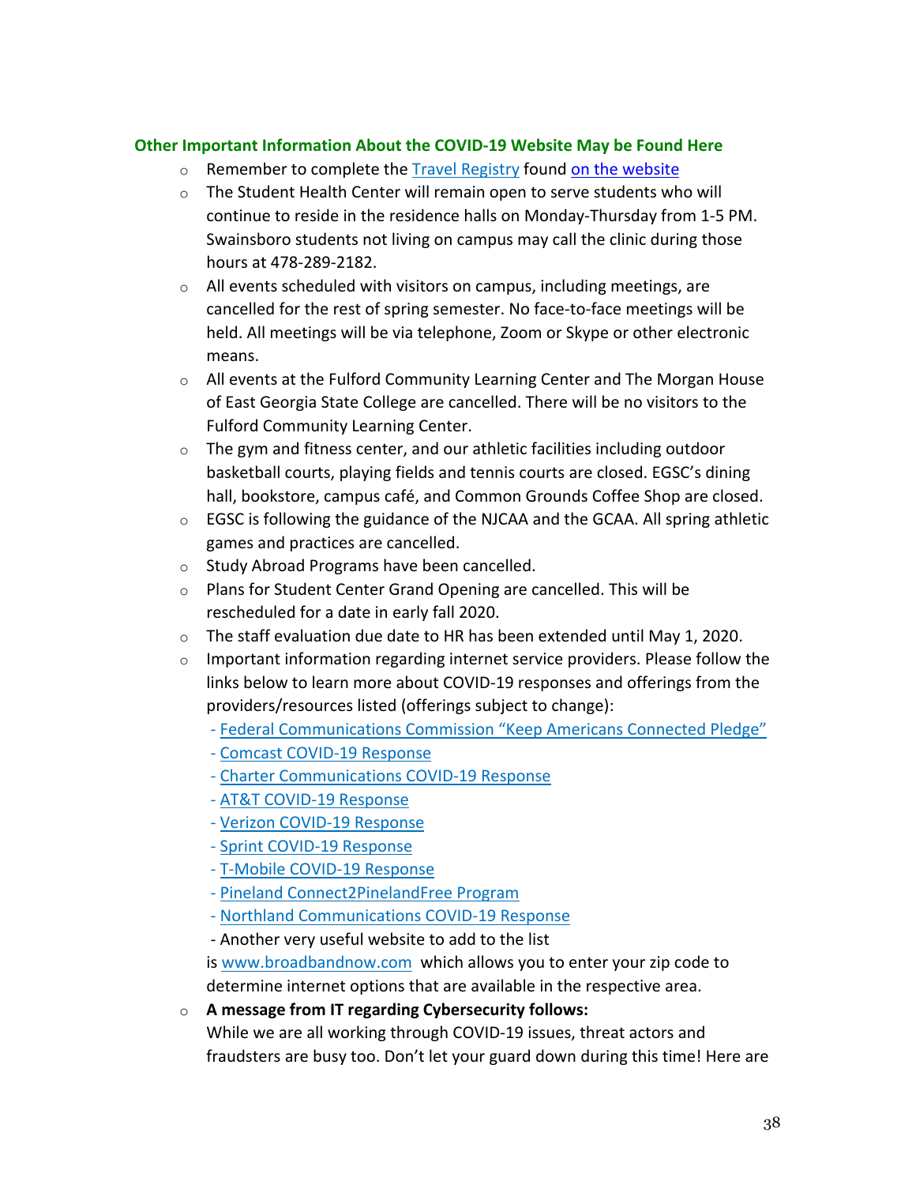**Other Important Information About the COVID-19 Website May be Found Here**

- Remember to complete the Travel Registry found on the website
- The Student Health Center will remain open to serve students who will continue to reside in the residence halls on Monday-Thursday from 1-5 PM. Swainsboro students not living on campus may call the clinic during those hours at 478-289-2182.
- All events scheduled with visitors on campus, including meetings, are cancelled for the rest of spring semester. No face-to-face meetings will be held. All meetings will be via telephone, Zoom or Skype or other electronic means.
- All events at the Fulford Community Learning Center and The Morgan House of East Georgia State College are cancelled. There will be no visitors to the Fulford Community Learning Center.
- The gym and fitness center, and our athletic facilities including outdoor basketball courts, playing fields and tennis courts are closed. EGSC's dining hall, bookstore, campus café, and Common Grounds Coffee Shop are closed.
- EGSC is following the guidance of the NJCAA and the GCAA. All spring athletic games and practices are cancelled.
- Study Abroad Programs have been cancelled.
- Plans for Student Center Grand Opening are cancelled. This will be rescheduled for a date in early fall 2020.
- The staff evaluation due date to HR has been extended until May 1, 2020.
- Important information regarding internet service providers. Please follow the links below to learn more about COVID-19 responses and offerings from the providers/resources listed (offerings subject to change):
  - Federal Communications Commission "Keep Americans Connected Pledge"
  - Comcast COVID-19 Response
  - Charter Communications COVID-19 Response
  - AT&T COVID-19 Response
  - Verizon COVID-19 Response
  - Sprint COVID-19 Response
  - T-Mobile COVID-19 Response
  - Pineland Connect2PinelandFree Program
  - Northland Communications COVID-19 Response
  - Another very useful website to add to the list is www.broadbandnow.com which allows you to enter your zip code to determine internet options that are available in the respective area.
- **A message from IT regarding Cybersecurity follows:**
  While we are all working through COVID-19 issues, threat actors and fraudsters are busy too. Don't let your guard down during this time! Here are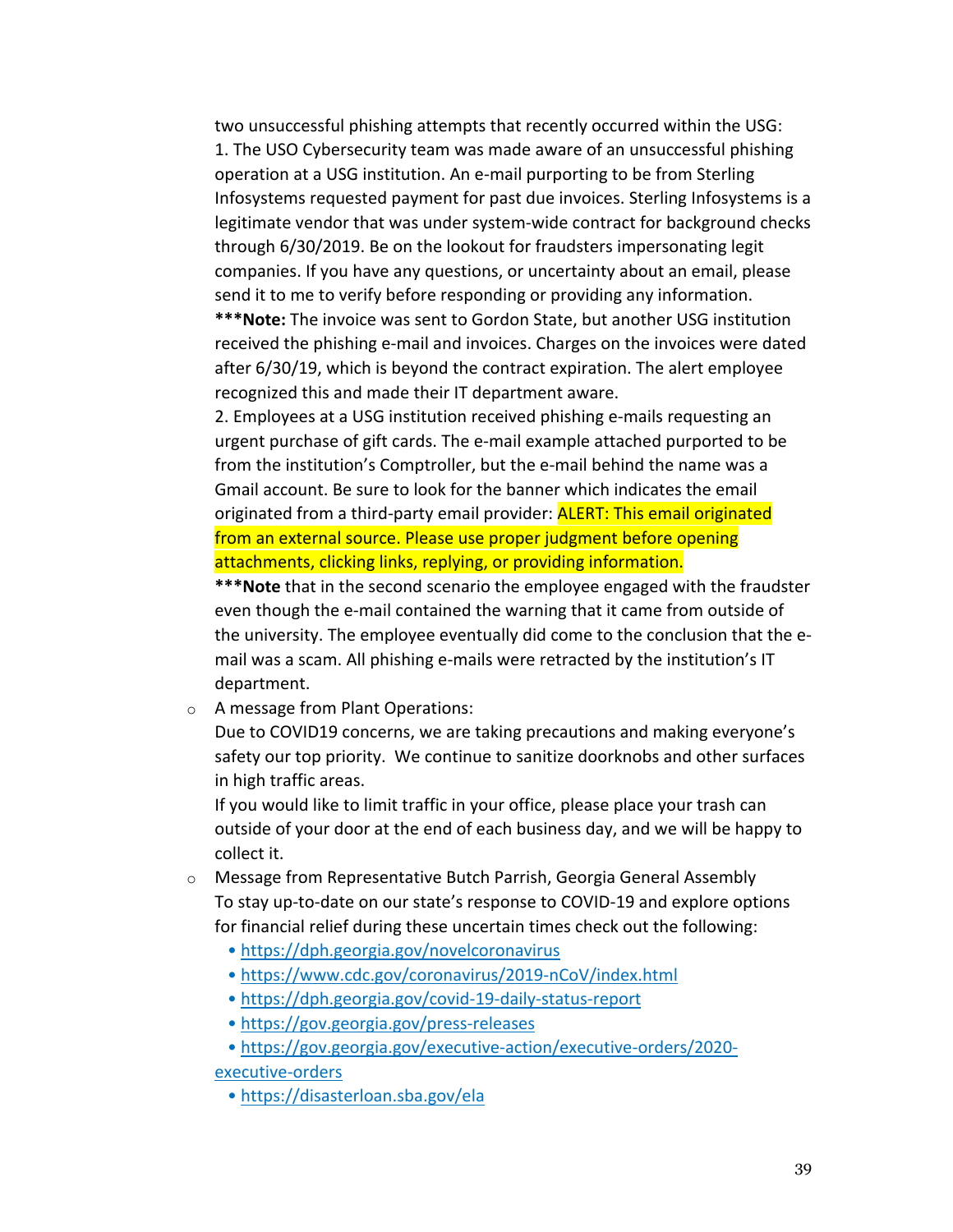two unsuccessful phishing attempts that recently occurred within the USG:

1. The USO Cybersecurity team was made aware of an unsuccessful phishing operation at a USG institution. An e-mail purporting to be from Sterling Infosystems requested payment for past due invoices. Sterling Infosystems is a legitimate vendor that was under system-wide contract for background checks through 6/30/2019. Be on the lookout for fraudsters impersonating legit companies. If you have any questions, or uncertainty about an email, please send it to me to verify before responding or providing any information.
   ***Note:** The invoice was sent to Gordon State, but another USG institution received the phishing e-mail and invoices. Charges on the invoices were dated after 6/30/19, which is beyond the contract expiration. The alert employee recognized this and made their IT department aware.
2. Employees at a USG institution received phishing e-mails requesting an urgent purchase of gift cards. The e-mail example attached purported to be from the institution's Comptroller, but the e-mail behind the name was a Gmail account. Be sure to look for the banner which indicates the email originated from a third-party email provider: ALERT: This email originated from an external source. Please use proper judgment before opening attachments, clicking links, replying, or providing information.
   ***Note** that in the second scenario the employee engaged with the fraudster even though the e-mail contained the warning that it came from outside of the university. The employee eventually did come to the conclusion that the e-mail was a scam. All phishing e-mails were retracted by the institution's IT department.

- A message from Plant Operations:
  Due to COVID19 concerns, we are taking precautions and making everyone's safety our top priority. We continue to sanitize doorknobs and other surfaces in high traffic areas.
  If you would like to limit traffic in your office, please place your trash can outside of your door at the end of each business day, and we will be happy to collect it.
- Message from Representative Butch Parrish, Georgia General Assembly
  To stay up-to-date on our state's response to COVID-19 and explore options for financial relief during these uncertain times check out the following:
  - https://dph.georgia.gov/novelcoronavirus
  - https://www.cdc.gov/coronavirus/2019-nCoV/index.html
  - https://dph.georgia.gov/covid-19-daily-status-report
  - https://gov.georgia.gov/press-releases
  - https://gov.georgia.gov/executive-action/executive-orders/2020-executive-orders
  - https://disasterloan.sba.gov/ela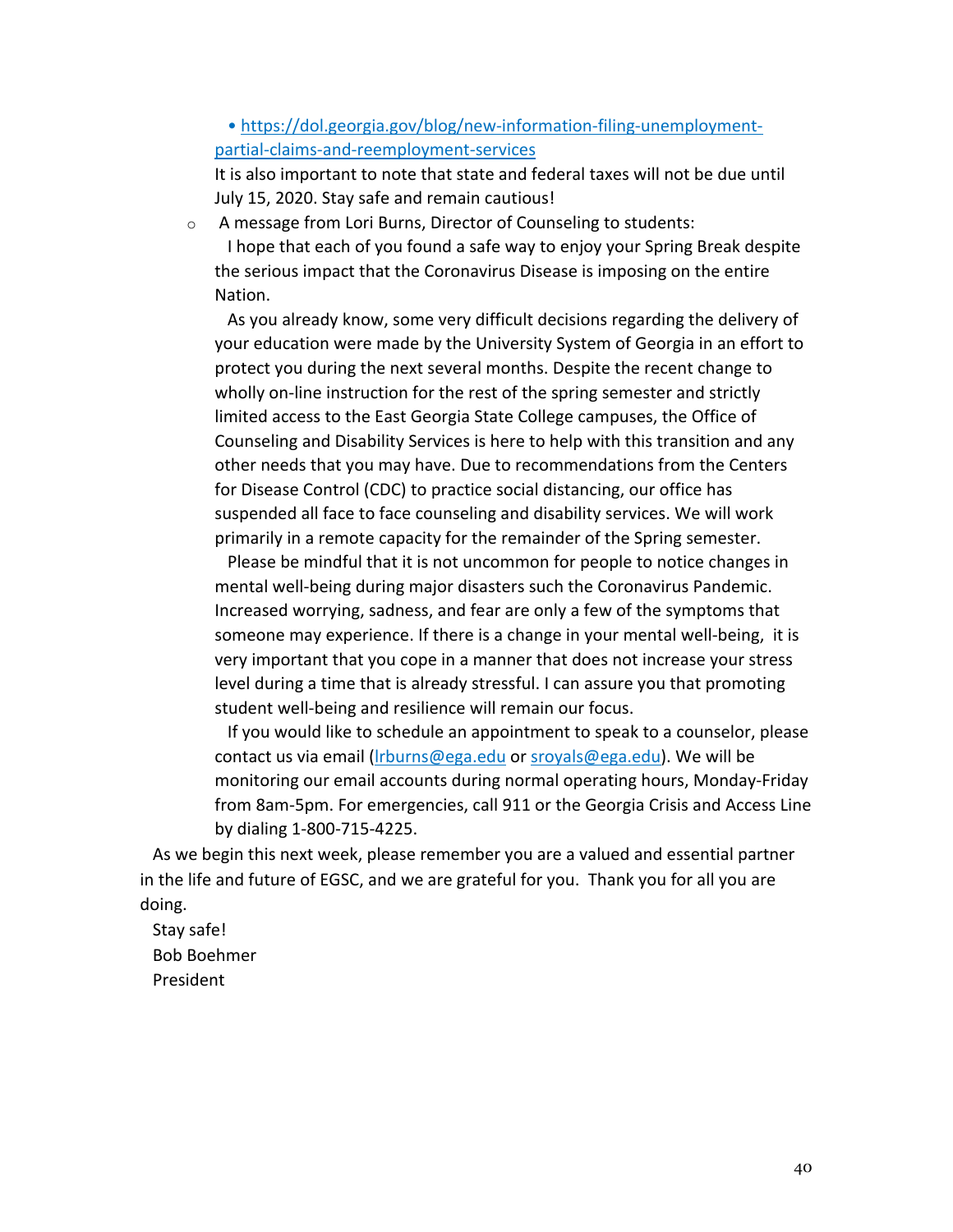• [https://dol.georgia.gov/blog/new-information-filing-unemployment-partial-claims-and-reemployment-services](https://dol.georgia.gov/blog/new-information-filing-unemployment-partial-claims-and-reemployment-services)

It is also important to note that state and federal taxes will not be due until July 15, 2020. Stay safe and remain cautious!

- A message from Lori Burns, Director of Counseling to students:

  I hope that each of you found a safe way to enjoy your Spring Break despite the serious impact that the Coronavirus Disease is imposing on the entire Nation.

  As you already know, some very difficult decisions regarding the delivery of your education were made by the University System of Georgia in an effort to protect you during the next several months. Despite the recent change to wholly on-line instruction for the rest of the spring semester and strictly limited access to the East Georgia State College campuses, the Office of Counseling and Disability Services is here to help with this transition and any other needs that you may have. Due to recommendations from the Centers for Disease Control (CDC) to practice social distancing, our office has suspended all face to face counseling and disability services. We will work primarily in a remote capacity for the remainder of the Spring semester.

  Please be mindful that it is not uncommon for people to notice changes in mental well-being during major disasters such the Coronavirus Pandemic. Increased worrying, sadness, and fear are only a few of the symptoms that someone may experience. If there is a change in your mental well-being, it is very important that you cope in a manner that does not increase your stress level during a time that is already stressful. I can assure you that promoting student well-being and resilience will remain our focus.

  If you would like to schedule an appointment to speak to a counselor, please contact us via email (lrburns@ega.edu or sroyals@ega.edu). We will be monitoring our email accounts during normal operating hours, Monday-Friday from 8am-5pm. For emergencies, call 911 or the Georgia Crisis and Access Line by dialing 1-800-715-4225.

As we begin this next week, please remember you are a valued and essential partner in the life and future of EGSC, and we are grateful for you. Thank you for all you are doing.

Stay safe!
Bob Boehmer
President